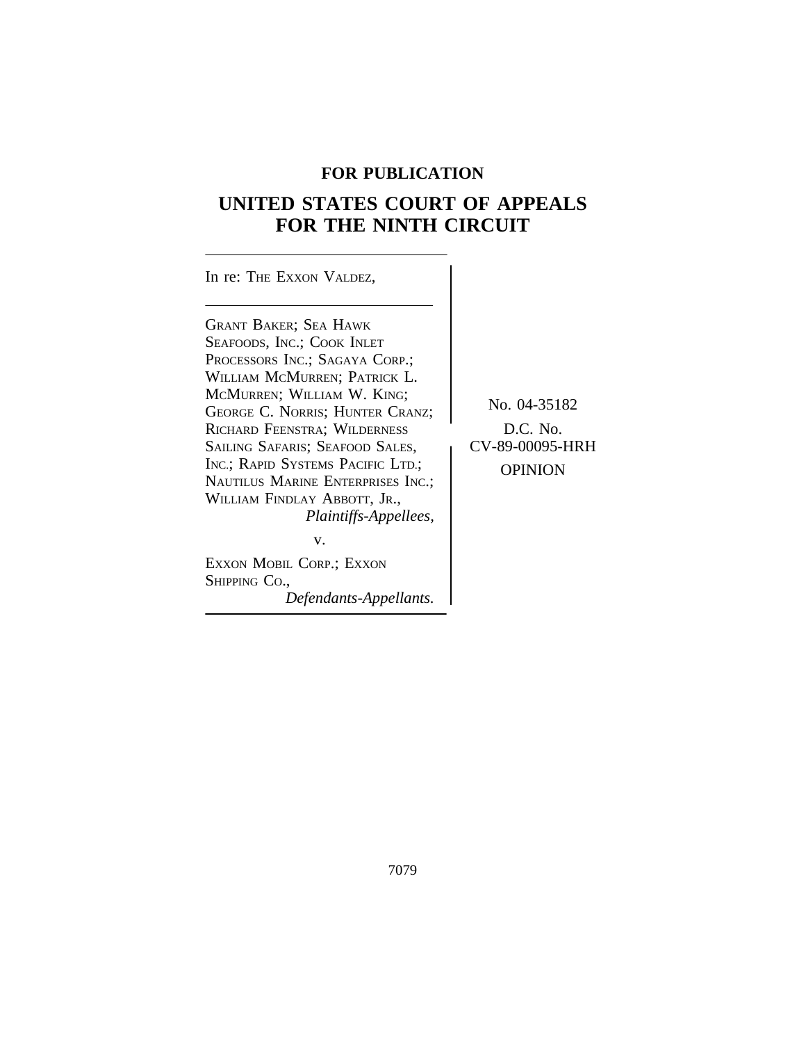**FOR PUBLICATION**

# UNITED STATES COURT OF APPEALS FOR THE NINTH CIRCUIT

In re: THE EXXON VALDEZ,

GRANT BAKER; SEA HAWK SEAFOODS, INC.; COOK INLET PROCESSORS INC.; SAGAYA CORP.; WILLIAM MCMURREN; PATRICK L. MCMURREN; WILLIAM W. KING; GEORGE C. NORRIS; HUNTER CRANZ; RICHARD FEENSTRA; WILDERNESS SAILING SAFARIS; SEAFOOD SALES, INC.; RAPID SYSTEMS PACIFIC LTD.; NAUTILUS MARINE ENTERPRISES INC.; WILLIAM FINDLAY ABBOTT, JR.,
*Plaintiffs-Appellees,*

v.

EXXON MOBIL CORP.; EXXON SHIPPING CO.,
*Defendants-Appellants.*

No. 04-35182

D.C. No. CV-89-00095-HRH

OPINION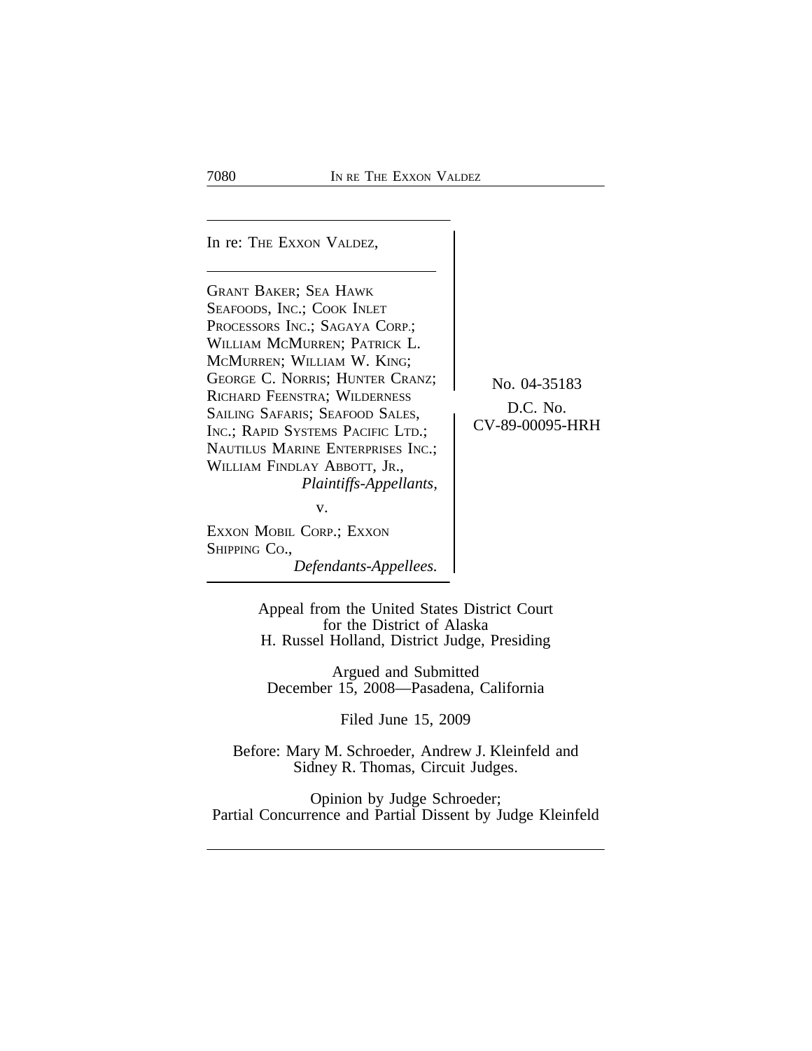In re: THE EXXON VALDEZ,

GRANT BAKER; SEA HAWK SEAFOODS, INC.; COOK INLET PROCESSORS INC.; SAGAYA CORP.; WILLIAM MCMURREN; PATRICK L. MCMURREN; WILLIAM W. KING; GEORGE C. NORRIS; HUNTER CRANZ; RICHARD FEENSTRA; WILDERNESS SAILING SAFARIS; SEAFOOD SALES, INC.; RAPID SYSTEMS PACIFIC LTD.; NAUTILUS MARINE ENTERPRISES INC.; WILLIAM FINDLAY ABBOTT, JR.,
*Plaintiffs-Appellants,*

v.

EXXON MOBIL CORP.; EXXON SHIPPING CO.,
*Defendants-Appellees.*

No. 04-35183

D.C. No. CV-89-00095-HRH

Appeal from the United States District Court for the District of Alaska
H. Russel Holland, District Judge, Presiding

Argued and Submitted
December 15, 2008—Pasadena, California

Filed June 15, 2009

Before: Mary M. Schroeder, Andrew J. Kleinfeld and Sidney R. Thomas, Circuit Judges.

Opinion by Judge Schroeder;
Partial Concurrence and Partial Dissent by Judge Kleinfeld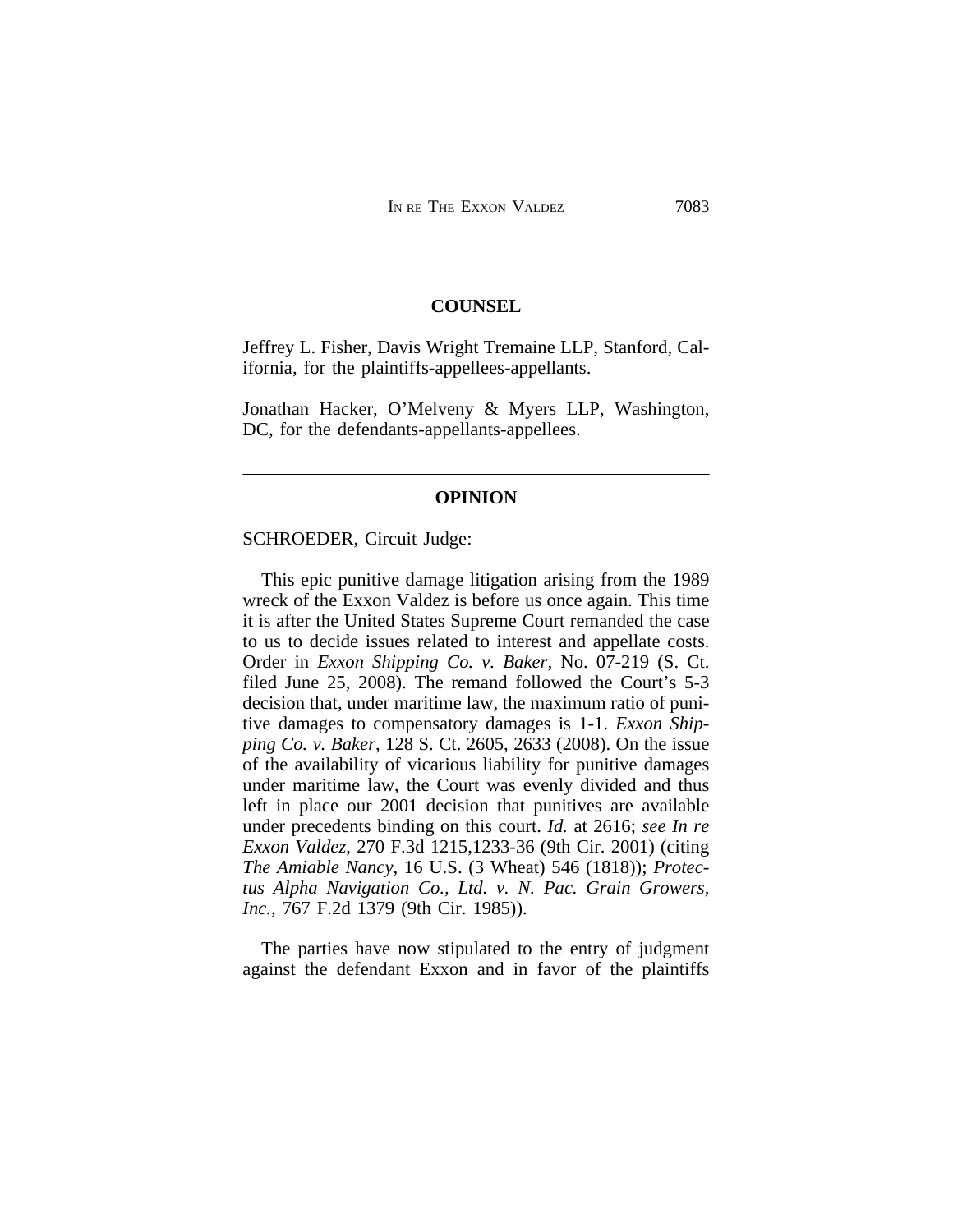## COUNSEL

Jeffrey L. Fisher, Davis Wright Tremaine LLP, Stanford, California, for the plaintiffs-appellees-appellants.

Jonathan Hacker, O'Melveny & Myers LLP, Washington, DC, for the defendants-appellants-appellees.

## OPINION

SCHROEDER, Circuit Judge:

This epic punitive damage litigation arising from the 1989 wreck of the Exxon Valdez is before us once again. This time it is after the United States Supreme Court remanded the case to us to decide issues related to interest and appellate costs. Order in *Exxon Shipping Co. v. Baker*, No. 07-219 (S. Ct. filed June 25, 2008). The remand followed the Court's 5-3 decision that, under maritime law, the maximum ratio of punitive damages to compensatory damages is 1-1. *Exxon Shipping Co. v. Baker*, 128 S. Ct. 2605, 2633 (2008). On the issue of the availability of vicarious liability for punitive damages under maritime law, the Court was evenly divided and thus left in place our 2001 decision that punitives are available under precedents binding on this court. *Id.* at 2616; *see In re Exxon Valdez*, 270 F.3d 1215,1233-36 (9th Cir. 2001) (citing *The Amiable Nancy*, 16 U.S. (3 Wheat) 546 (1818)); *Protectus Alpha Navigation Co., Ltd. v. N. Pac. Grain Growers, Inc.*, 767 F.2d 1379 (9th Cir. 1985)).

The parties have now stipulated to the entry of judgment against the defendant Exxon and in favor of the plaintiffs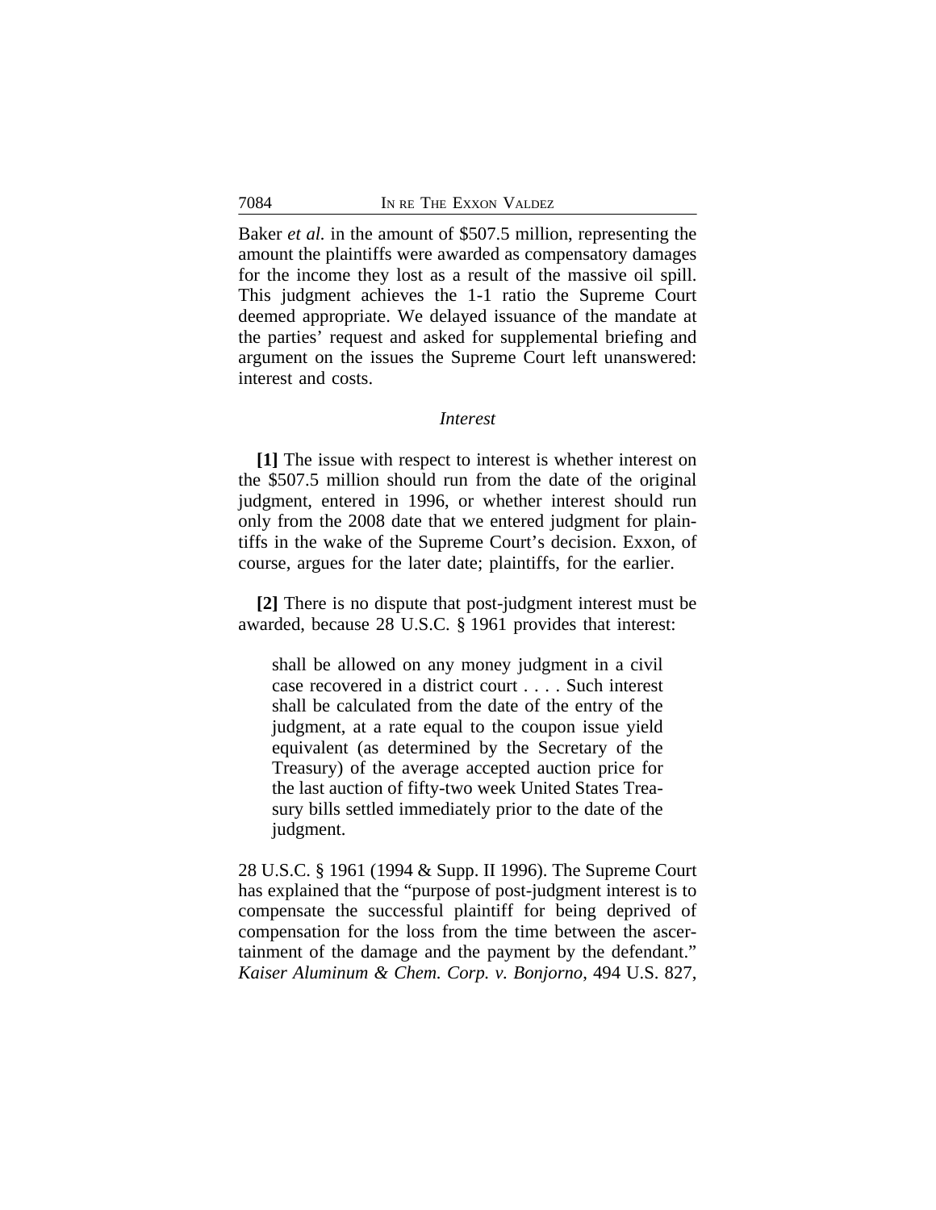Baker *et al.* in the amount of $507.5 million, representing the amount the plaintiffs were awarded as compensatory damages for the income they lost as a result of the massive oil spill. This judgment achieves the 1-1 ratio the Supreme Court deemed appropriate. We delayed issuance of the mandate at the parties' request and asked for supplemental briefing and argument on the issues the Supreme Court left unanswered: interest and costs.

### *Interest*

**[1]** The issue with respect to interest is whether interest on the $507.5 million should run from the date of the original judgment, entered in 1996, or whether interest should run only from the 2008 date that we entered judgment for plaintiffs in the wake of the Supreme Court's decision. Exxon, of course, argues for the later date; plaintiffs, for the earlier.

**[2]** There is no dispute that post-judgment interest must be awarded, because 28 U.S.C. § 1961 provides that interest:

> shall be allowed on any money judgment in a civil case recovered in a district court . . . . Such interest shall be calculated from the date of the entry of the judgment, at a rate equal to the coupon issue yield equivalent (as determined by the Secretary of the Treasury) of the average accepted auction price for the last auction of fifty-two week United States Treasury bills settled immediately prior to the date of the judgment.

28 U.S.C. § 1961 (1994 & Supp. II 1996). The Supreme Court has explained that the "purpose of post-judgment interest is to compensate the successful plaintiff for being deprived of compensation for the loss from the time between the ascertainment of the damage and the payment by the defendant." *Kaiser Aluminum & Chem. Corp. v. Bonjorno*, 494 U.S. 827,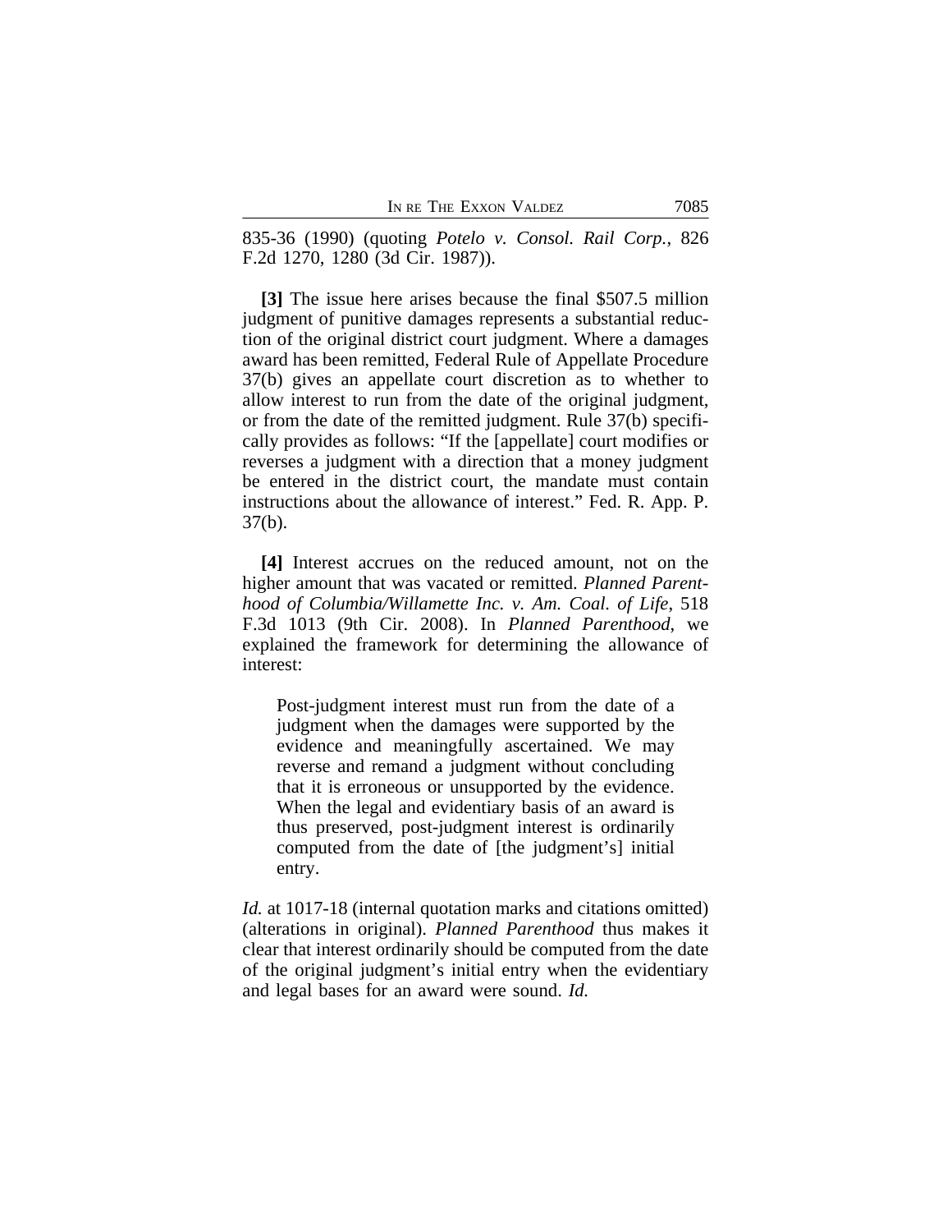835-36 (1990) (quoting *Potelo v. Consol. Rail Corp.*, 826 F.2d 1270, 1280 (3d Cir. 1987)).

**[3]** The issue here arises because the final $507.5 million judgment of punitive damages represents a substantial reduction of the original district court judgment. Where a damages award has been remitted, Federal Rule of Appellate Procedure 37(b) gives an appellate court discretion as to whether to allow interest to run from the date of the original judgment, or from the date of the remitted judgment. Rule 37(b) specifically provides as follows: "If the [appellate] court modifies or reverses a judgment with a direction that a money judgment be entered in the district court, the mandate must contain instructions about the allowance of interest." Fed. R. App. P. 37(b).

**[4]** Interest accrues on the reduced amount, not on the higher amount that was vacated or remitted. *Planned Parenthood of Columbia/Willamette Inc. v. Am. Coal. of Life*, 518 F.3d 1013 (9th Cir. 2008). In *Planned Parenthood*, we explained the framework for determining the allowance of interest:

> Post-judgment interest must run from the date of a judgment when the damages were supported by the evidence and meaningfully ascertained. We may reverse and remand a judgment without concluding that it is erroneous or unsupported by the evidence. When the legal and evidentiary basis of an award is thus preserved, post-judgment interest is ordinarily computed from the date of [the judgment's] initial entry.

*Id.* at 1017-18 (internal quotation marks and citations omitted) (alterations in original). *Planned Parenthood* thus makes it clear that interest ordinarily should be computed from the date of the original judgment's initial entry when the evidentiary and legal bases for an award were sound. *Id.*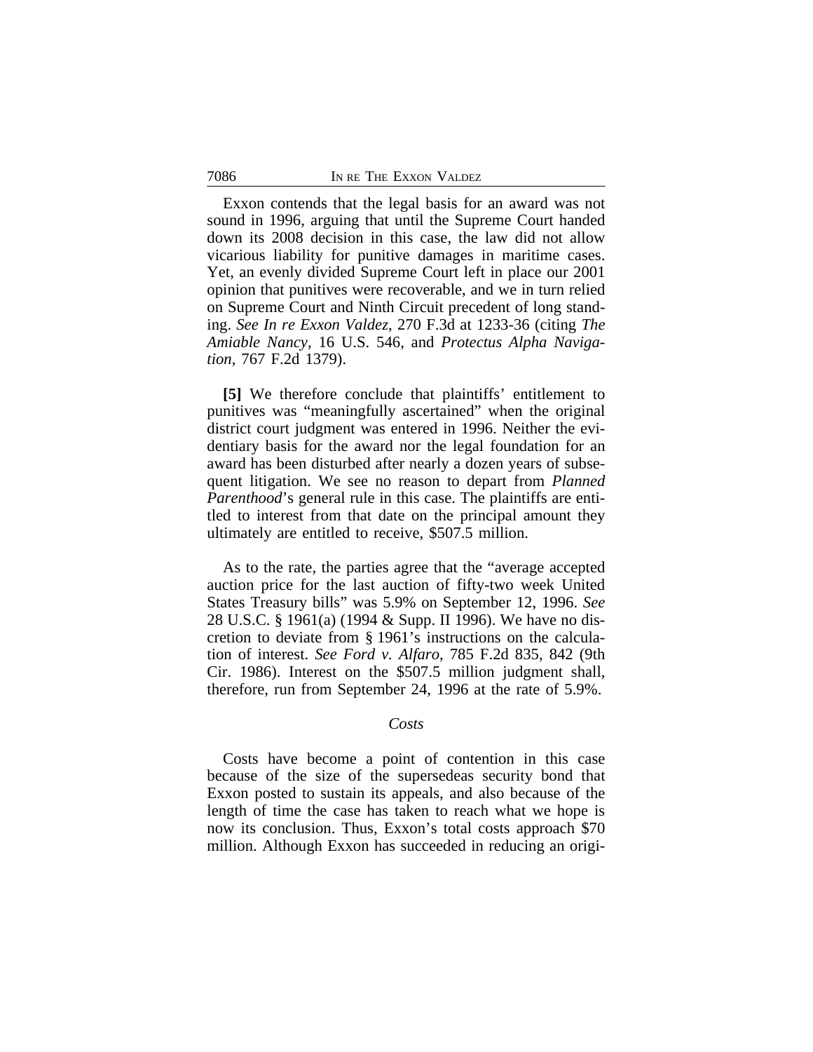Exxon contends that the legal basis for an award was not sound in 1996, arguing that until the Supreme Court handed down its 2008 decision in this case, the law did not allow vicarious liability for punitive damages in maritime cases. Yet, an evenly divided Supreme Court left in place our 2001 opinion that punitives were recoverable, and we in turn relied on Supreme Court and Ninth Circuit precedent of long standing. *See In re Exxon Valdez*, 270 F.3d at 1233-36 (citing *The Amiable Nancy*, 16 U.S. 546, and *Protectus Alpha Navigation*, 767 F.2d 1379).

**[5]** We therefore conclude that plaintiffs' entitlement to punitives was "meaningfully ascertained" when the original district court judgment was entered in 1996. Neither the evidentiary basis for the award nor the legal foundation for an award has been disturbed after nearly a dozen years of subsequent litigation. We see no reason to depart from *Planned Parenthood*'s general rule in this case. The plaintiffs are entitled to interest from that date on the principal amount they ultimately are entitled to receive, $507.5 million.

As to the rate, the parties agree that the "average accepted auction price for the last auction of fifty-two week United States Treasury bills" was 5.9% on September 12, 1996. *See* 28 U.S.C. § 1961(a) (1994 & Supp. II 1996). We have no discretion to deviate from § 1961's instructions on the calculation of interest. *See Ford v. Alfaro*, 785 F.2d 835, 842 (9th Cir. 1986). Interest on the $507.5 million judgment shall, therefore, run from September 24, 1996 at the rate of 5.9%.

### *Costs*

Costs have become a point of contention in this case because of the size of the supersedeas security bond that Exxon posted to sustain its appeals, and also because of the length of time the case has taken to reach what we hope is now its conclusion. Thus, Exxon's total costs approach $70 million. Although Exxon has succeeded in reducing an origi-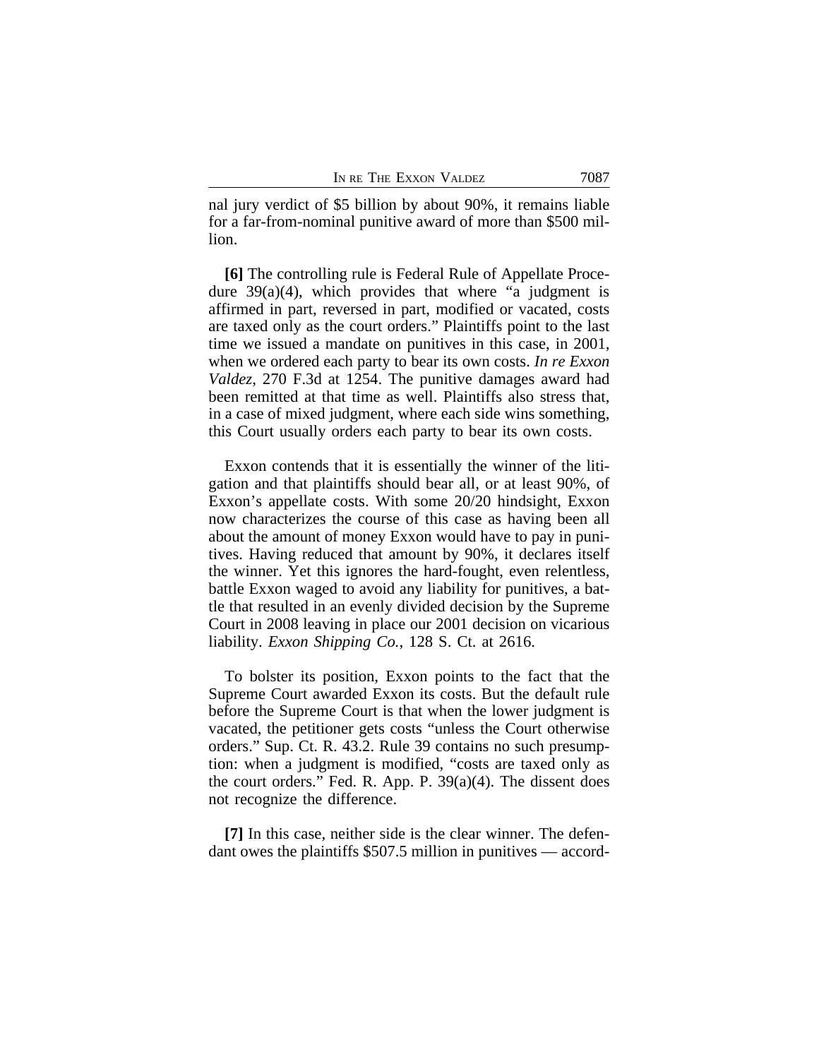nal jury verdict of $5 billion by about 90%, it remains liable for a far-from-nominal punitive award of more than $500 million.

**[6]** The controlling rule is Federal Rule of Appellate Procedure 39(a)(4), which provides that where "a judgment is affirmed in part, reversed in part, modified or vacated, costs are taxed only as the court orders." Plaintiffs point to the last time we issued a mandate on punitives in this case, in 2001, when we ordered each party to bear its own costs. *In re Exxon Valdez*, 270 F.3d at 1254. The punitive damages award had been remitted at that time as well. Plaintiffs also stress that, in a case of mixed judgment, where each side wins something, this Court usually orders each party to bear its own costs.

Exxon contends that it is essentially the winner of the litigation and that plaintiffs should bear all, or at least 90%, of Exxon's appellate costs. With some 20/20 hindsight, Exxon now characterizes the course of this case as having been all about the amount of money Exxon would have to pay in punitives. Having reduced that amount by 90%, it declares itself the winner. Yet this ignores the hard-fought, even relentless, battle Exxon waged to avoid any liability for punitives, a battle that resulted in an evenly divided decision by the Supreme Court in 2008 leaving in place our 2001 decision on vicarious liability. *Exxon Shipping Co.*, 128 S. Ct. at 2616.

To bolster its position, Exxon points to the fact that the Supreme Court awarded Exxon its costs. But the default rule before the Supreme Court is that when the lower judgment is vacated, the petitioner gets costs "unless the Court otherwise orders." Sup. Ct. R. 43.2. Rule 39 contains no such presumption: when a judgment is modified, "costs are taxed only as the court orders." Fed. R. App. P. 39(a)(4). The dissent does not recognize the difference.

**[7]** In this case, neither side is the clear winner. The defendant owes the plaintiffs $507.5 million in punitives — accord-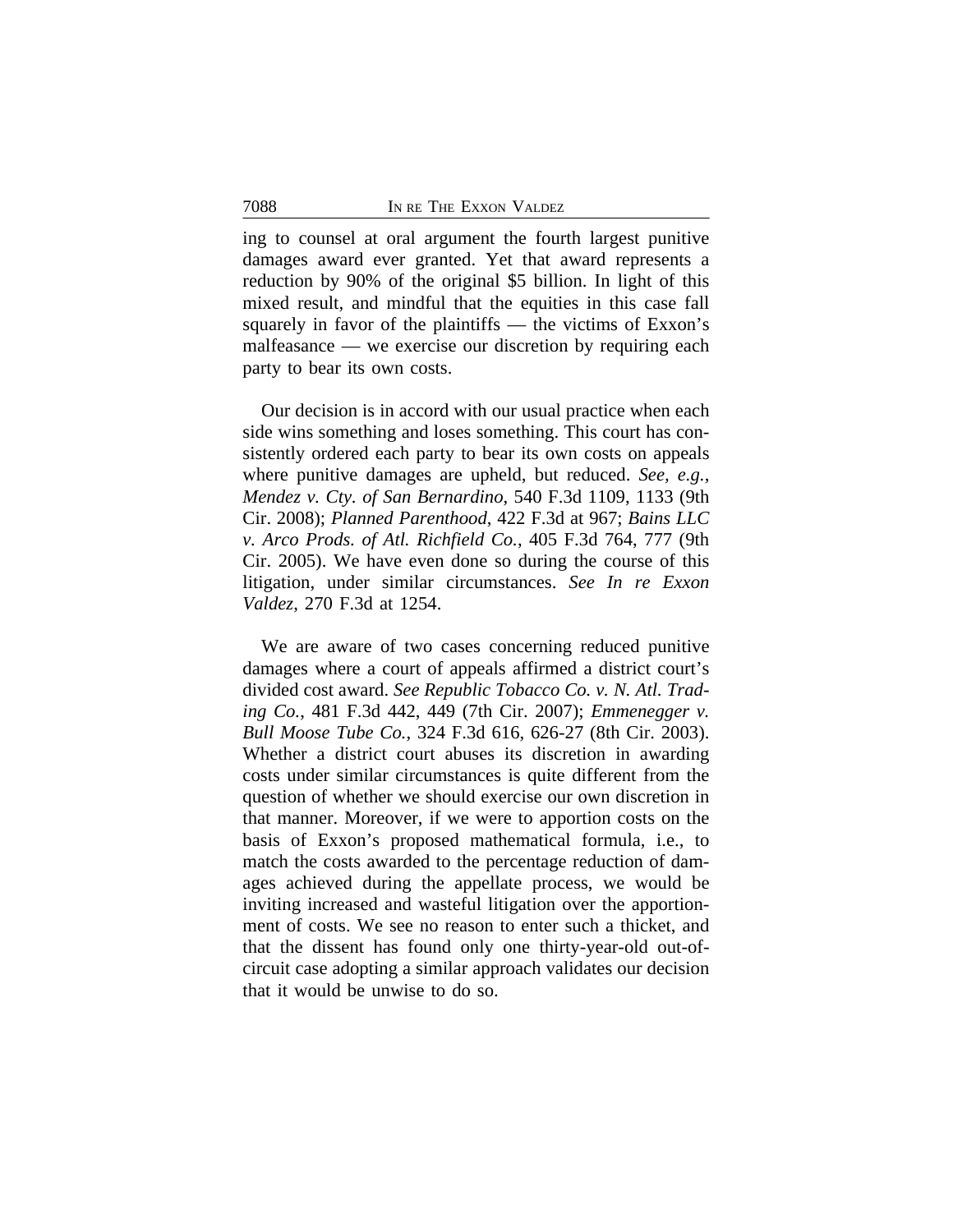ing to counsel at oral argument the fourth largest punitive damages award ever granted. Yet that award represents a reduction by 90% of the original $5 billion. In light of this mixed result, and mindful that the equities in this case fall squarely in favor of the plaintiffs — the victims of Exxon's malfeasance — we exercise our discretion by requiring each party to bear its own costs.

Our decision is in accord with our usual practice when each side wins something and loses something. This court has consistently ordered each party to bear its own costs on appeals where punitive damages are upheld, but reduced. *See, e.g.*, *Mendez v. Cty. of San Bernardino*, 540 F.3d 1109, 1133 (9th Cir. 2008); *Planned Parenthood*, 422 F.3d at 967; *Bains LLC v. Arco Prods. of Atl. Richfield Co.*, 405 F.3d 764, 777 (9th Cir. 2005). We have even done so during the course of this litigation, under similar circumstances. *See In re Exxon Valdez*, 270 F.3d at 1254.

We are aware of two cases concerning reduced punitive damages where a court of appeals affirmed a district court's divided cost award. *See Republic Tobacco Co. v. N. Atl. Trading Co.*, 481 F.3d 442, 449 (7th Cir. 2007); *Emmenegger v. Bull Moose Tube Co.*, 324 F.3d 616, 626-27 (8th Cir. 2003). Whether a district court abuses its discretion in awarding costs under similar circumstances is quite different from the question of whether we should exercise our own discretion in that manner. Moreover, if we were to apportion costs on the basis of Exxon's proposed mathematical formula, i.e., to match the costs awarded to the percentage reduction of damages achieved during the appellate process, we would be inviting increased and wasteful litigation over the apportionment of costs. We see no reason to enter such a thicket, and that the dissent has found only one thirty-year-old out-of-circuit case adopting a similar approach validates our decision that it would be unwise to do so.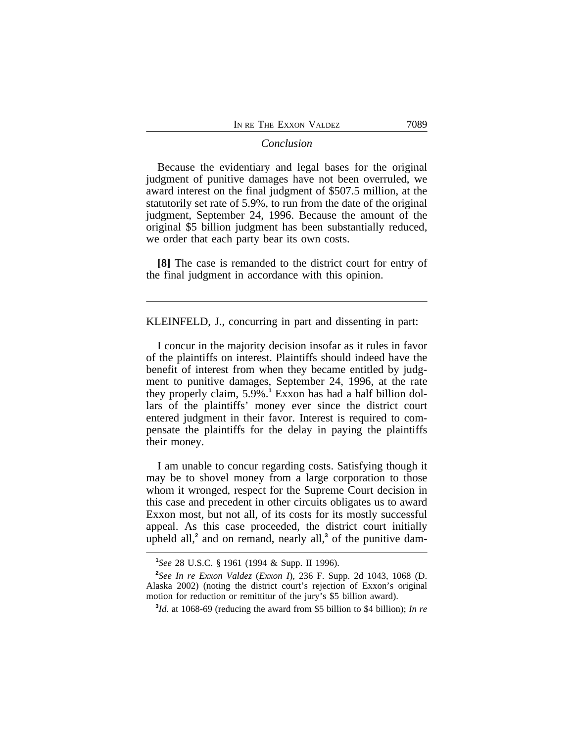*Conclusion*

Because the evidentiary and legal bases for the original judgment of punitive damages have not been overruled, we award interest on the final judgment of $507.5 million, at the statutorily set rate of 5.9%, to run from the date of the original judgment, September 24, 1996. Because the amount of the original $5 billion judgment has been substantially reduced, we order that each party bear its own costs.

**[8]** The case is remanded to the district court for entry of the final judgment in accordance with this opinion.

---

KLEINFELD, J., concurring in part and dissenting in part:

I concur in the majority decision insofar as it rules in favor of the plaintiffs on interest. Plaintiffs should indeed have the benefit of interest from when they became entitled by judgment to punitive damages, September 24, 1996, at the rate they properly claim, 5.9%.[1] Exxon has had a half billion dollars of the plaintiffs' money ever since the district court entered judgment in their favor. Interest is required to compensate the plaintiffs for the delay in paying the plaintiffs their money.

I am unable to concur regarding costs. Satisfying though it may be to shovel money from a large corporation to those whom it wronged, respect for the Supreme Court decision in this case and precedent in other circuits obligates us to award Exxon most, but not all, of its costs for its mostly successful appeal. As this case proceeded, the district court initially upheld all,[2] and on remand, nearly all,[3] of the punitive dam-

---

[1]*See* 28 U.S.C. § 1961 (1994 & Supp. II 1996).

[2]*See In re Exxon Valdez* (*Exxon I*), 236 F. Supp. 2d 1043, 1068 (D. Alaska 2002) (noting the district court's rejection of Exxon's original motion for reduction or remittitur of the jury's $5 billion award).

[3]*Id.* at 1068-69 (reducing the award from $5 billion to $4 billion); *In re*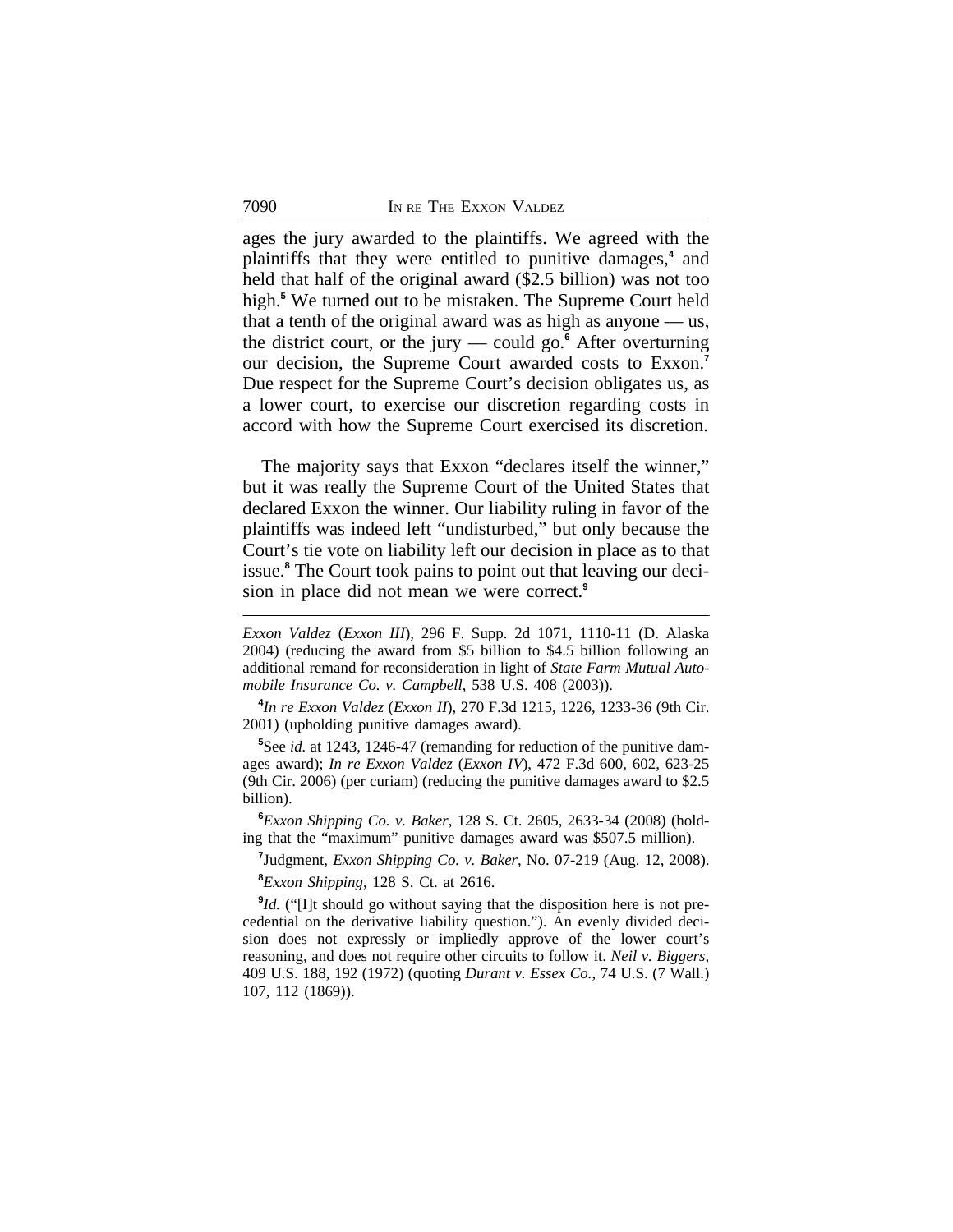ages the jury awarded to the plaintiffs. We agreed with the plaintiffs that they were entitled to punitive damages,[4] and held that half of the original award ($2.5 billion) was not too high.[5] We turned out to be mistaken. The Supreme Court held that a tenth of the original award was as high as anyone — us, the district court, or the jury — could go.[6] After overturning our decision, the Supreme Court awarded costs to Exxon.[7] Due respect for the Supreme Court's decision obligates us, as a lower court, to exercise our discretion regarding costs in accord with how the Supreme Court exercised its discretion.

The majority says that Exxon "declares itself the winner," but it was really the Supreme Court of the United States that declared Exxon the winner. Our liability ruling in favor of the plaintiffs was indeed left "undisturbed," but only because the Court's tie vote on liability left our decision in place as to that issue.[8] The Court took pains to point out that leaving our decision in place did not mean we were correct.[9]

---

*Exxon Valdez* (*Exxon III*), 296 F. Supp. 2d 1071, 1110-11 (D. Alaska 2004) (reducing the award from $5 billion to $4.5 billion following an additional remand for reconsideration in light of *State Farm Mutual Automobile Insurance Co. v. Campbell*, 538 U.S. 408 (2003)).

[4]*In re Exxon Valdez* (*Exxon II*), 270 F.3d 1215, 1226, 1233-36 (9th Cir. 2001) (upholding punitive damages award).

[5]See *id.* at 1243, 1246-47 (remanding for reduction of the punitive damages award); *In re Exxon Valdez* (*Exxon IV*), 472 F.3d 600, 602, 623-25 (9th Cir. 2006) (per curiam) (reducing the punitive damages award to $2.5 billion).

[6]*Exxon Shipping Co. v. Baker*, 128 S. Ct. 2605, 2633-34 (2008) (holding that the "maximum" punitive damages award was $507.5 million).

[7]Judgment, *Exxon Shipping Co. v. Baker*, No. 07-219 (Aug. 12, 2008).

[8]*Exxon Shipping*, 128 S. Ct. at 2616.

[9]*Id.* ("[I]t should go without saying that the disposition here is not precedential on the derivative liability question."). An evenly divided decision does not expressly or impliedly approve of the lower court's reasoning, and does not require other circuits to follow it. *Neil v. Biggers*, 409 U.S. 188, 192 (1972) (quoting *Durant v. Essex Co.*, 74 U.S. (7 Wall.) 107, 112 (1869)).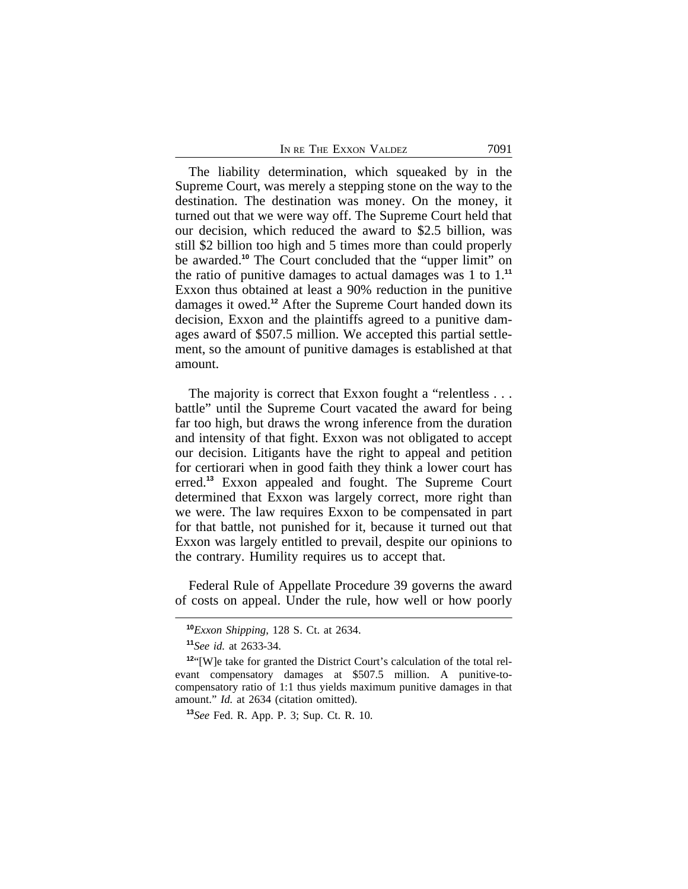The liability determination, which squeaked by in the Supreme Court, was merely a stepping stone on the way to the destination. The destination was money. On the money, it turned out that we were way off. The Supreme Court held that our decision, which reduced the award to $2.5 billion, was still $2 billion too high and 5 times more than could properly be awarded.[10] The Court concluded that the "upper limit" on the ratio of punitive damages to actual damages was 1 to 1.[11] Exxon thus obtained at least a 90% reduction in the punitive damages it owed.[12] After the Supreme Court handed down its decision, Exxon and the plaintiffs agreed to a punitive damages award of $507.5 million. We accepted this partial settlement, so the amount of punitive damages is established at that amount.

The majority is correct that Exxon fought a "relentless . . . battle" until the Supreme Court vacated the award for being far too high, but draws the wrong inference from the duration and intensity of that fight. Exxon was not obligated to accept our decision. Litigants have the right to appeal and petition for certiorari when in good faith they think a lower court has erred.[13] Exxon appealed and fought. The Supreme Court determined that Exxon was largely correct, more right than we were. The law requires Exxon to be compensated in part for that battle, not punished for it, because it turned out that Exxon was largely entitled to prevail, despite our opinions to the contrary. Humility requires us to accept that.

Federal Rule of Appellate Procedure 39 governs the award of costs on appeal. Under the rule, how well or how poorly

---

[10] *Exxon Shipping*, 128 S. Ct. at 2634.

[11] *See id.* at 2633-34.

[12] "[W]e take for granted the District Court's calculation of the total relevant compensatory damages at $507.5 million. A punitive-to-compensatory ratio of 1:1 thus yields maximum punitive damages in that amount." *Id.* at 2634 (citation omitted).

[13] *See* Fed. R. App. P. 3; Sup. Ct. R. 10.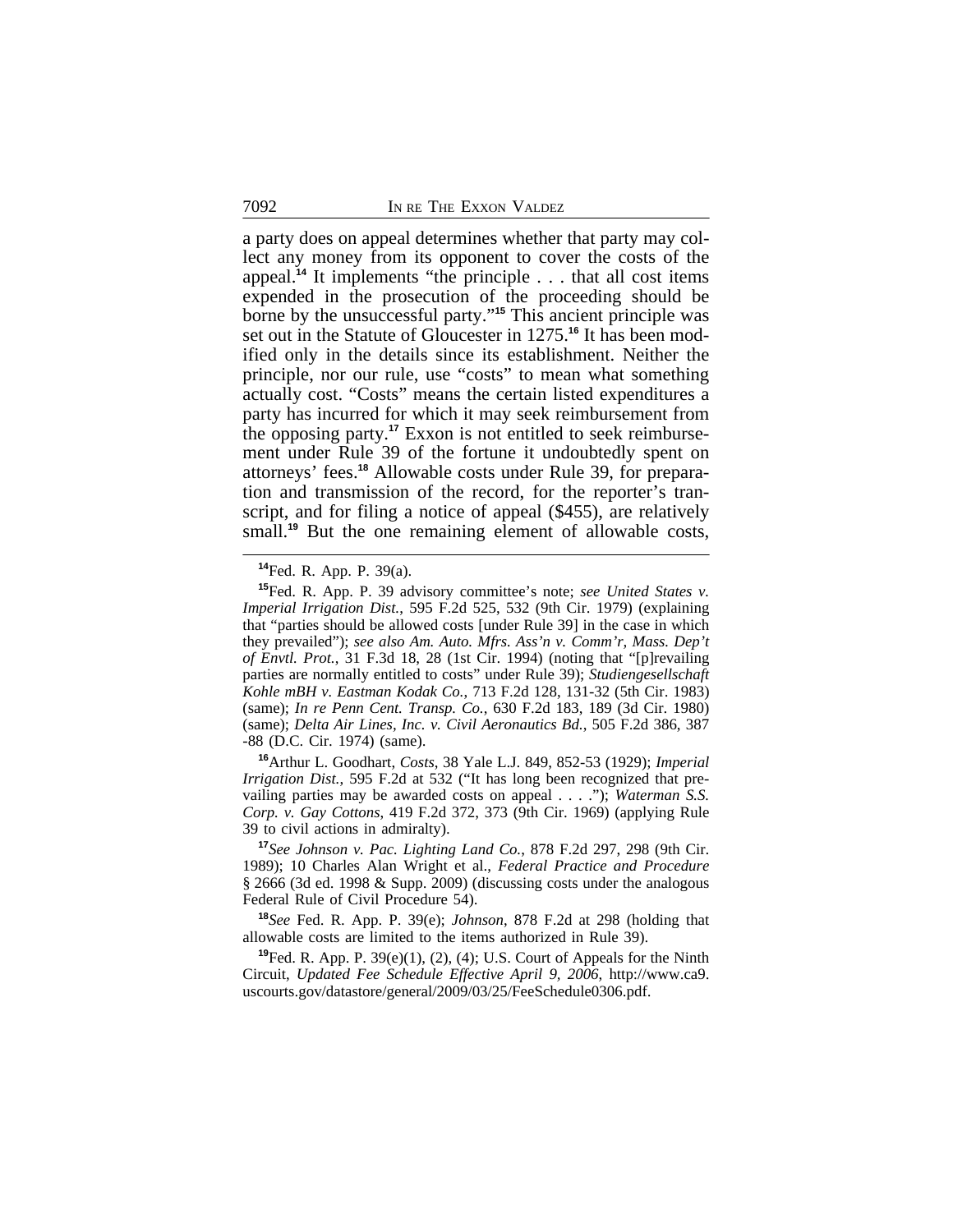a party does on appeal determines whether that party may collect any money from its opponent to cover the costs of the appeal.[14] It implements "the principle . . . that all cost items expended in the prosecution of the proceeding should be borne by the unsuccessful party."[15] This ancient principle was set out in the Statute of Gloucester in 1275.[16] It has been modified only in the details since its establishment. Neither the principle, nor our rule, use "costs" to mean what something actually cost. "Costs" means the certain listed expenditures a party has incurred for which it may seek reimbursement from the opposing party.[17] Exxon is not entitled to seek reimbursement under Rule 39 of the fortune it undoubtedly spent on attorneys' fees.[18] Allowable costs under Rule 39, for preparation and transmission of the record, for the reporter's transcript, and for filing a notice of appeal ($455), are relatively small.[19] But the one remaining element of allowable costs,

---

[14] Fed. R. App. P. 39(a).

[15] Fed. R. App. P. 39 advisory committee's note; *see United States v. Imperial Irrigation Dist.*, 595 F.2d 525, 532 (9th Cir. 1979) (explaining that "parties should be allowed costs [under Rule 39] in the case in which they prevailed"); *see also Am. Auto. Mfrs. Ass'n v. Comm'r, Mass. Dep't of Envtl. Prot.*, 31 F.3d 18, 28 (1st Cir. 1994) (noting that "[p]revailing parties are normally entitled to costs" under Rule 39); *Studiengesellschaft Kohle mBH v. Eastman Kodak Co.*, 713 F.2d 128, 131-32 (5th Cir. 1983) (same); *In re Penn Cent. Transp. Co.*, 630 F.2d 183, 189 (3d Cir. 1980) (same); *Delta Air Lines, Inc. v. Civil Aeronautics Bd.*, 505 F.2d 386, 387 -88 (D.C. Cir. 1974) (same).

[16] Arthur L. Goodhart, *Costs*, 38 Yale L.J. 849, 852-53 (1929); *Imperial Irrigation Dist.*, 595 F.2d at 532 ("It has long been recognized that prevailing parties may be awarded costs on appeal . . . ."); *Waterman S.S. Corp. v. Gay Cottons*, 419 F.2d 372, 373 (9th Cir. 1969) (applying Rule 39 to civil actions in admiralty).

[17] *See Johnson v. Pac. Lighting Land Co.*, 878 F.2d 297, 298 (9th Cir. 1989); 10 Charles Alan Wright et al., *Federal Practice and Procedure* § 2666 (3d ed. 1998 & Supp. 2009) (discussing costs under the analogous Federal Rule of Civil Procedure 54).

[18] *See* Fed. R. App. P. 39(e); *Johnson*, 878 F.2d at 298 (holding that allowable costs are limited to the items authorized in Rule 39).

[19] Fed. R. App. P. 39(e)(1), (2), (4); U.S. Court of Appeals for the Ninth Circuit, *Updated Fee Schedule Effective April 9, 2006*, http://www.ca9.uscourts.gov/datastore/general/2009/03/25/FeeSchedule0306.pdf.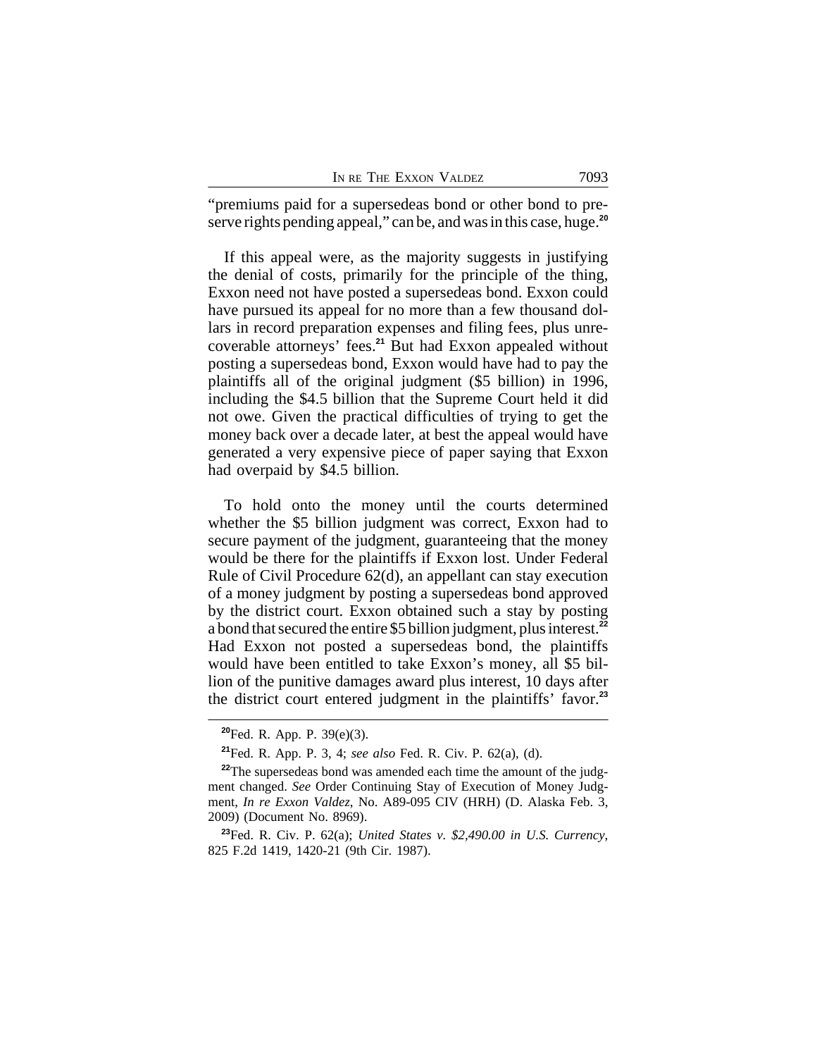"premiums paid for a supersedeas bond or other bond to preserve rights pending appeal," can be, and was in this case, huge.[20]

If this appeal were, as the majority suggests in justifying the denial of costs, primarily for the principle of the thing, Exxon need not have posted a supersedeas bond. Exxon could have pursued its appeal for no more than a few thousand dollars in record preparation expenses and filing fees, plus unrecoverable attorneys' fees.[21] But had Exxon appealed without posting a supersedeas bond, Exxon would have had to pay the plaintiffs all of the original judgment ($5 billion) in 1996, including the $4.5 billion that the Supreme Court held it did not owe. Given the practical difficulties of trying to get the money back over a decade later, at best the appeal would have generated a very expensive piece of paper saying that Exxon had overpaid by $4.5 billion.

To hold onto the money until the courts determined whether the $5 billion judgment was correct, Exxon had to secure payment of the judgment, guaranteeing that the money would be there for the plaintiffs if Exxon lost. Under Federal Rule of Civil Procedure 62(d), an appellant can stay execution of a money judgment by posting a supersedeas bond approved by the district court. Exxon obtained such a stay by posting a bond that secured the entire $5 billion judgment, plus interest.[22] Had Exxon not posted a supersedeas bond, the plaintiffs would have been entitled to take Exxon's money, all $5 billion of the punitive damages award plus interest, 10 days after the district court entered judgment in the plaintiffs' favor.[23]

---

[20] Fed. R. App. P. 39(e)(3).

[21] Fed. R. App. P. 3, 4; *see also* Fed. R. Civ. P. 62(a), (d).

[22] The supersedeas bond was amended each time the amount of the judgment changed. *See* Order Continuing Stay of Execution of Money Judgment, *In re Exxon Valdez*, No. A89-095 CIV (HRH) (D. Alaska Feb. 3, 2009) (Document No. 8969).

[23] Fed. R. Civ. P. 62(a); *United States v. $2,490.00 in U.S. Currency*, 825 F.2d 1419, 1420-21 (9th Cir. 1987).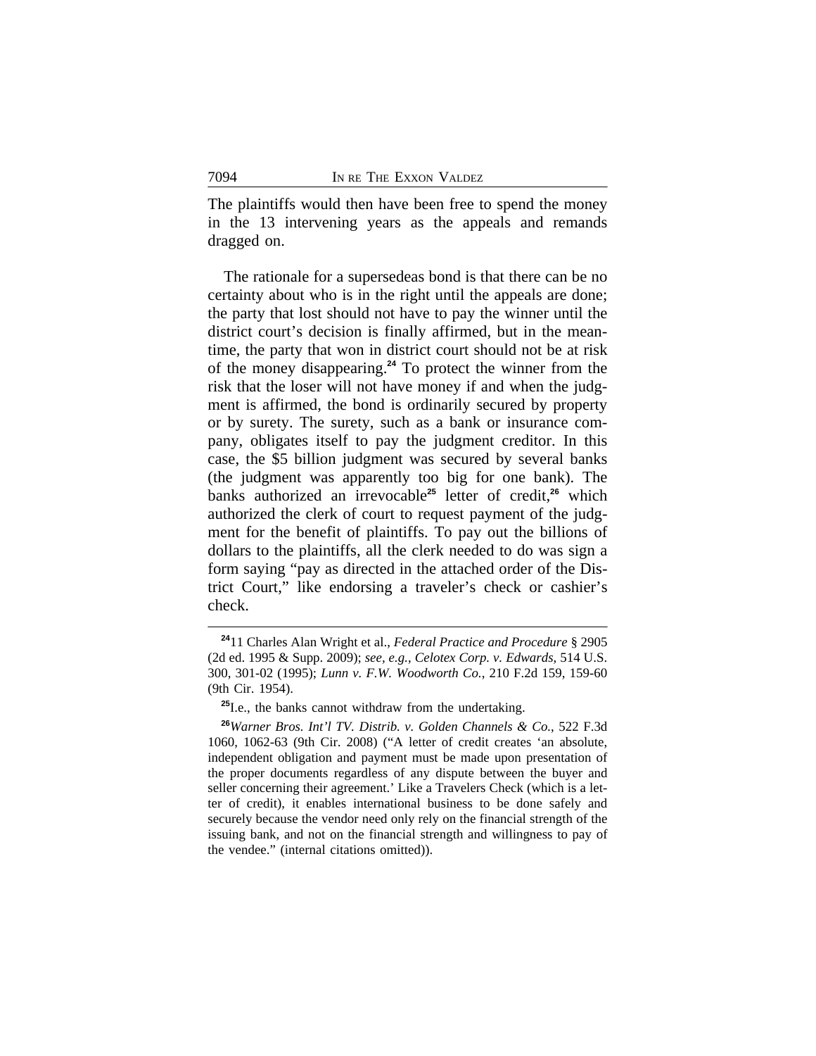The plaintiffs would then have been free to spend the money in the 13 intervening years as the appeals and remands dragged on.

The rationale for a supersedeas bond is that there can be no certainty about who is in the right until the appeals are done; the party that lost should not have to pay the winner until the district court's decision is finally affirmed, but in the meantime, the party that won in district court should not be at risk of the money disappearing.[24] To protect the winner from the risk that the loser will not have money if and when the judgment is affirmed, the bond is ordinarily secured by property or by surety. The surety, such as a bank or insurance company, obligates itself to pay the judgment creditor. In this case, the $5 billion judgment was secured by several banks (the judgment was apparently too big for one bank). The banks authorized an irrevocable[25] letter of credit,[26] which authorized the clerk of court to request payment of the judgment for the benefit of plaintiffs. To pay out the billions of dollars to the plaintiffs, all the clerk needed to do was sign a form saying "pay as directed in the attached order of the District Court," like endorsing a traveler's check or cashier's check.

---

[24] 11 Charles Alan Wright et al., *Federal Practice and Procedure* § 2905 (2d ed. 1995 & Supp. 2009); *see, e.g.*, *Celotex Corp. v. Edwards*, 514 U.S. 300, 301-02 (1995); *Lunn v. F.W. Woodworth Co.*, 210 F.2d 159, 159-60 (9th Cir. 1954).

[25] I.e., the banks cannot withdraw from the undertaking.

[26] *Warner Bros. Int'l TV. Distrib. v. Golden Channels & Co.*, 522 F.3d 1060, 1062-63 (9th Cir. 2008) ("A letter of credit creates 'an absolute, independent obligation and payment must be made upon presentation of the proper documents regardless of any dispute between the buyer and seller concerning their agreement.' Like a Travelers Check (which is a letter of credit), it enables international business to be done safely and securely because the vendor need only rely on the financial strength of the issuing bank, and not on the financial strength and willingness to pay of the vendee." (internal citations omitted)).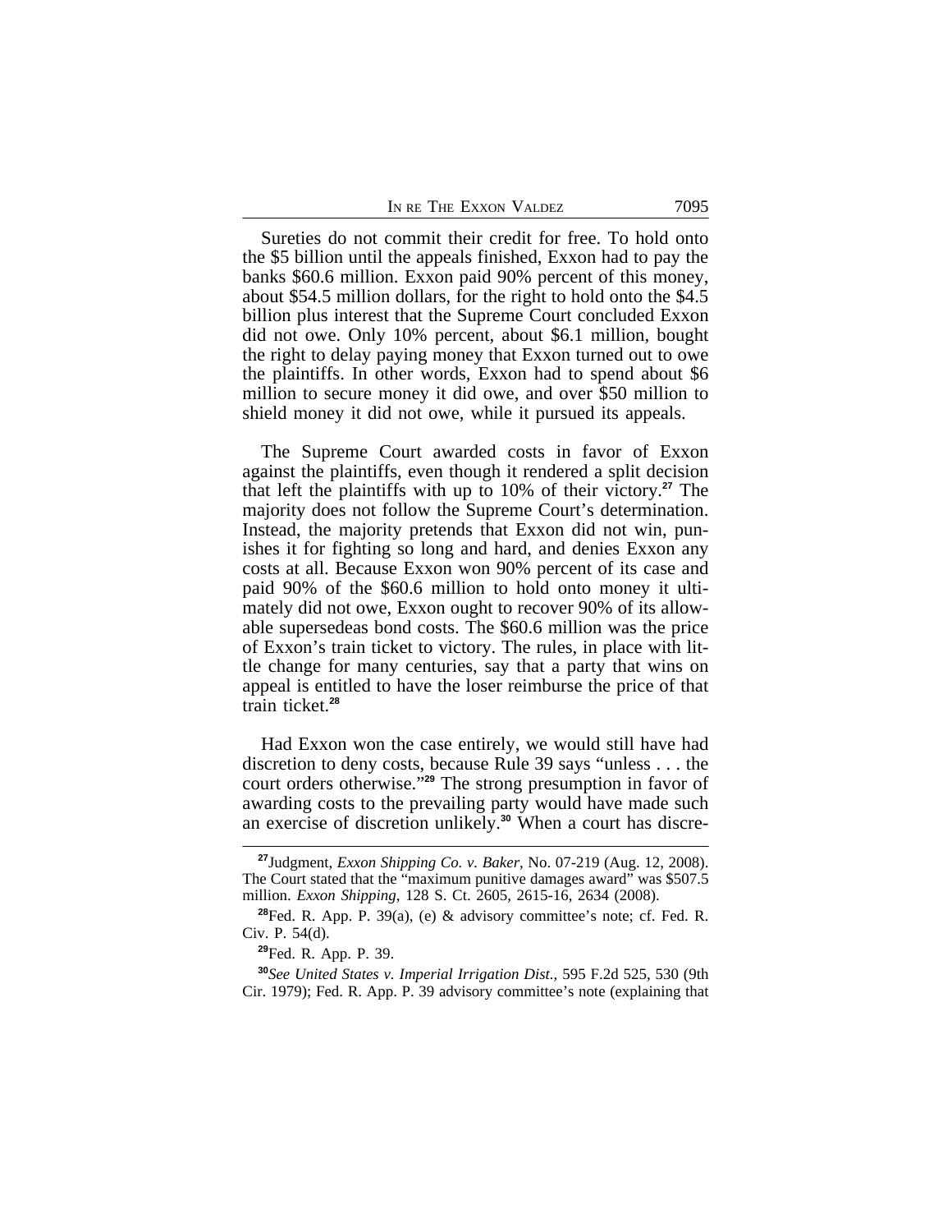Sureties do not commit their credit for free. To hold onto the $5 billion until the appeals finished, Exxon had to pay the banks $60.6 million. Exxon paid 90% percent of this money, about $54.5 million dollars, for the right to hold onto the $4.5 billion plus interest that the Supreme Court concluded Exxon did not owe. Only 10% percent, about $6.1 million, bought the right to delay paying money that Exxon turned out to owe the plaintiffs. In other words, Exxon had to spend about $6 million to secure money it did owe, and over $50 million to shield money it did not owe, while it pursued its appeals.

The Supreme Court awarded costs in favor of Exxon against the plaintiffs, even though it rendered a split decision that left the plaintiffs with up to 10% of their victory.[27] The majority does not follow the Supreme Court's determination. Instead, the majority pretends that Exxon did not win, punishes it for fighting so long and hard, and denies Exxon any costs at all. Because Exxon won 90% percent of its case and paid 90% of the $60.6 million to hold onto money it ultimately did not owe, Exxon ought to recover 90% of its allowable supersedeas bond costs. The $60.6 million was the price of Exxon's train ticket to victory. The rules, in place with little change for many centuries, say that a party that wins on appeal is entitled to have the loser reimburse the price of that train ticket.[28]

Had Exxon won the case entirely, we would still have had discretion to deny costs, because Rule 39 says "unless . . . the court orders otherwise."[29] The strong presumption in favor of awarding costs to the prevailing party would have made such an exercise of discretion unlikely.[30] When a court has discre-

---

[27]Judgment, *Exxon Shipping Co. v. Baker*, No. 07-219 (Aug. 12, 2008). The Court stated that the "maximum punitive damages award" was $507.5 million. *Exxon Shipping*, 128 S. Ct. 2605, 2615-16, 2634 (2008).

[28]Fed. R. App. P. 39(a), (e) & advisory committee's note; cf. Fed. R. Civ. P. 54(d).

[29]Fed. R. App. P. 39.

[30]*See United States v. Imperial Irrigation Dist.*, 595 F.2d 525, 530 (9th Cir. 1979); Fed. R. App. P. 39 advisory committee's note (explaining that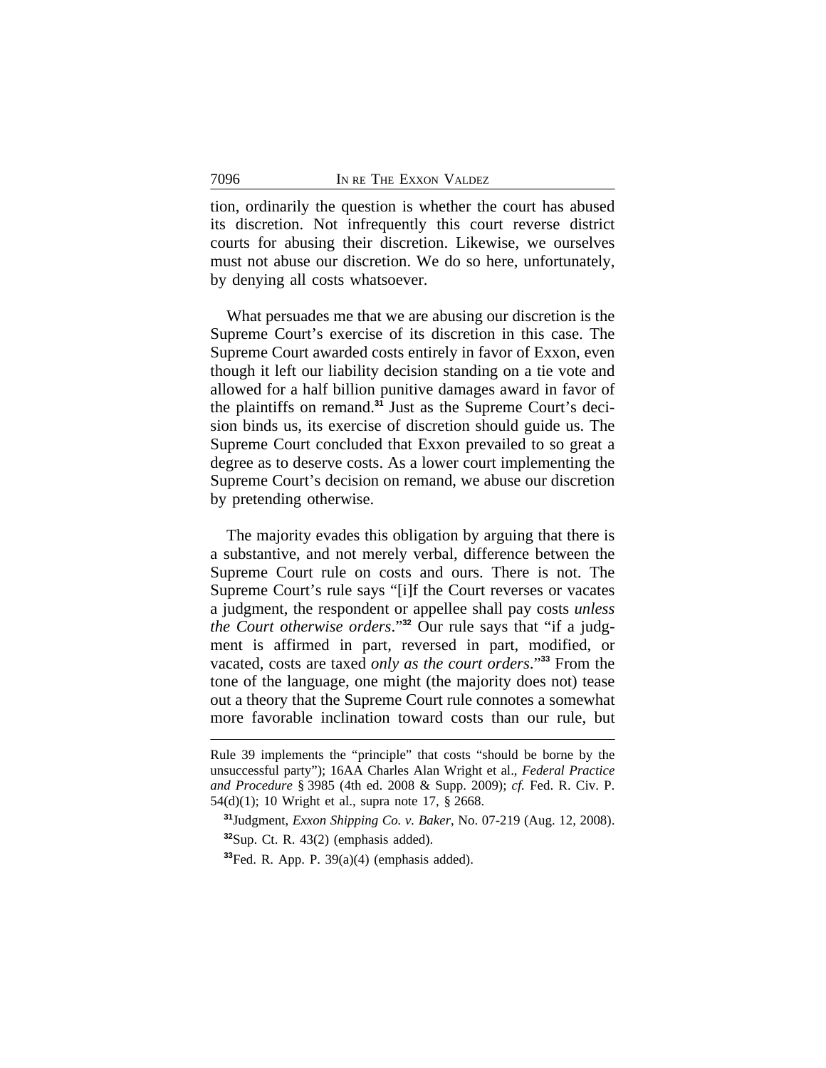tion, ordinarily the question is whether the court has abused its discretion. Not infrequently this court reverse district courts for abusing their discretion. Likewise, we ourselves must not abuse our discretion. We do so here, unfortunately, by denying all costs whatsoever.

What persuades me that we are abusing our discretion is the Supreme Court's exercise of its discretion in this case. The Supreme Court awarded costs entirely in favor of Exxon, even though it left our liability decision standing on a tie vote and allowed for a half billion punitive damages award in favor of the plaintiffs on remand.[31] Just as the Supreme Court's decision binds us, its exercise of discretion should guide us. The Supreme Court concluded that Exxon prevailed to so great a degree as to deserve costs. As a lower court implementing the Supreme Court's decision on remand, we abuse our discretion by pretending otherwise.

The majority evades this obligation by arguing that there is a substantive, and not merely verbal, difference between the Supreme Court rule on costs and ours. There is not. The Supreme Court's rule says "[i]f the Court reverses or vacates a judgment, the respondent or appellee shall pay costs *unless the Court otherwise orders*."[32] Our rule says that "if a judgment is affirmed in part, reversed in part, modified, or vacated, costs are taxed *only as the court orders*."[33] From the tone of the language, one might (the majority does not) tease out a theory that the Supreme Court rule connotes a somewhat more favorable inclination toward costs than our rule, but

---

Rule 39 implements the "principle" that costs "should be borne by the unsuccessful party"); 16AA Charles Alan Wright et al., *Federal Practice and Procedure* § 3985 (4th ed. 2008 & Supp. 2009); *cf.* Fed. R. Civ. P. 54(d)(1); 10 Wright et al., supra note 17, § 2668.

[31] Judgment, *Exxon Shipping Co. v. Baker*, No. 07-219 (Aug. 12, 2008).

[32] Sup. Ct. R. 43(2) (emphasis added).

[33] Fed. R. App. P. 39(a)(4) (emphasis added).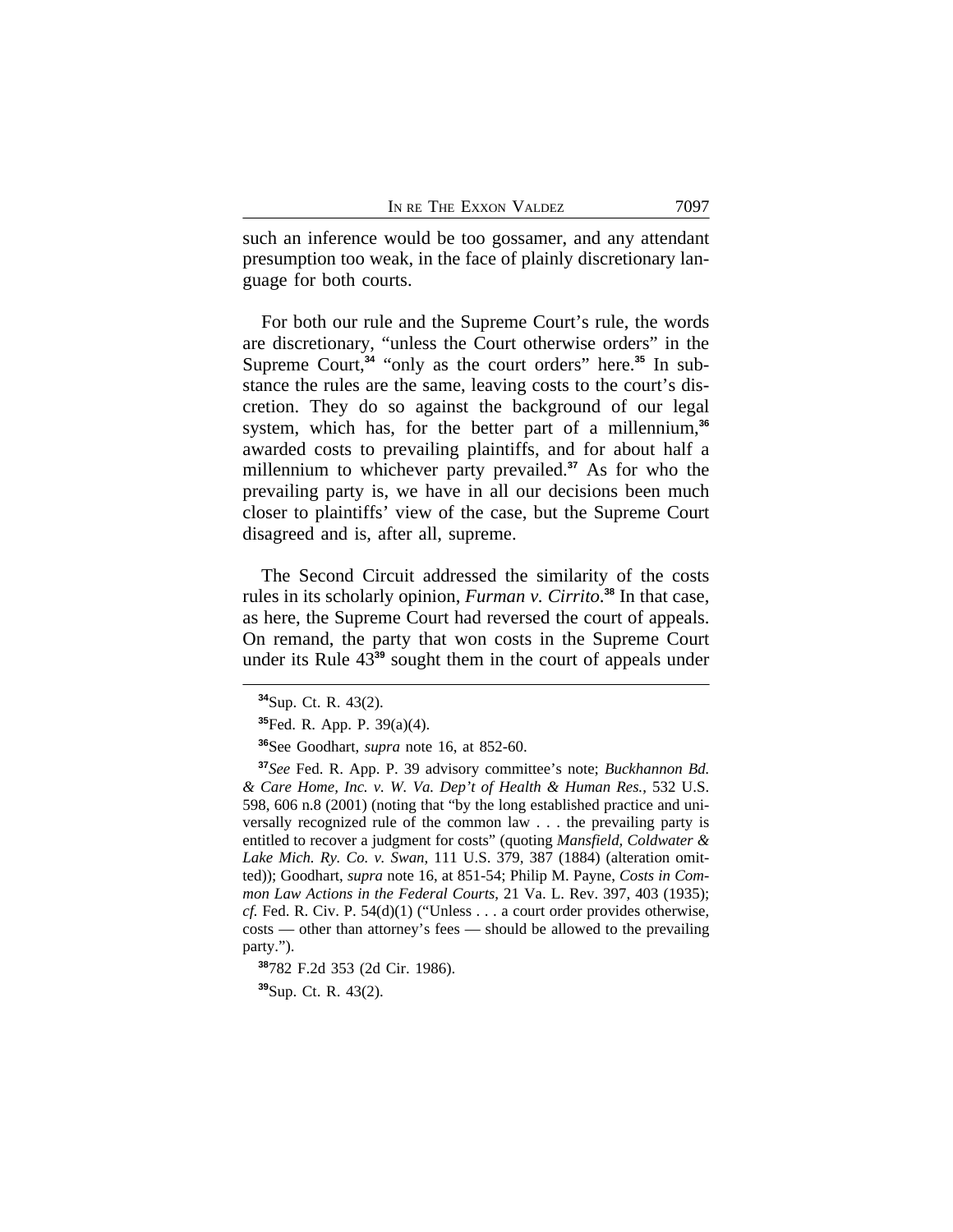such an inference would be too gossamer, and any attendant presumption too weak, in the face of plainly discretionary language for both courts.

For both our rule and the Supreme Court's rule, the words are discretionary, "unless the Court otherwise orders" in the Supreme Court,[34] "only as the court orders" here.[35] In substance the rules are the same, leaving costs to the court's discretion. They do so against the background of our legal system, which has, for the better part of a millennium,[36] awarded costs to prevailing plaintiffs, and for about half a millennium to whichever party prevailed.[37] As for who the prevailing party is, we have in all our decisions been much closer to plaintiffs' view of the case, but the Supreme Court disagreed and is, after all, supreme.

The Second Circuit addressed the similarity of the costs rules in its scholarly opinion, *Furman v. Cirrito*.[38] In that case, as here, the Supreme Court had reversed the court of appeals. On remand, the party that won costs in the Supreme Court under its Rule 43[39] sought them in the court of appeals under

---

[34] Sup. Ct. R. 43(2).

[35] Fed. R. App. P. 39(a)(4).

[36] See Goodhart, *supra* note 16, at 852-60.

[37] *See* Fed. R. App. P. 39 advisory committee's note; *Buckhannon Bd. & Care Home, Inc. v. W. Va. Dep't of Health & Human Res.*, 532 U.S. 598, 606 n.8 (2001) (noting that "by the long established practice and universally recognized rule of the common law . . . the prevailing party is entitled to recover a judgment for costs" (quoting *Mansfield, Coldwater & Lake Mich. Ry. Co. v. Swan*, 111 U.S. 379, 387 (1884) (alteration omitted)); Goodhart, *supra* note 16, at 851-54; Philip M. Payne, *Costs in Common Law Actions in the Federal Courts*, 21 Va. L. Rev. 397, 403 (1935); *cf.* Fed. R. Civ. P. 54(d)(1) ("Unless . . . a court order provides otherwise, costs — other than attorney's fees — should be allowed to the prevailing party.").

[38] 782 F.2d 353 (2d Cir. 1986).

[39] Sup. Ct. R. 43(2).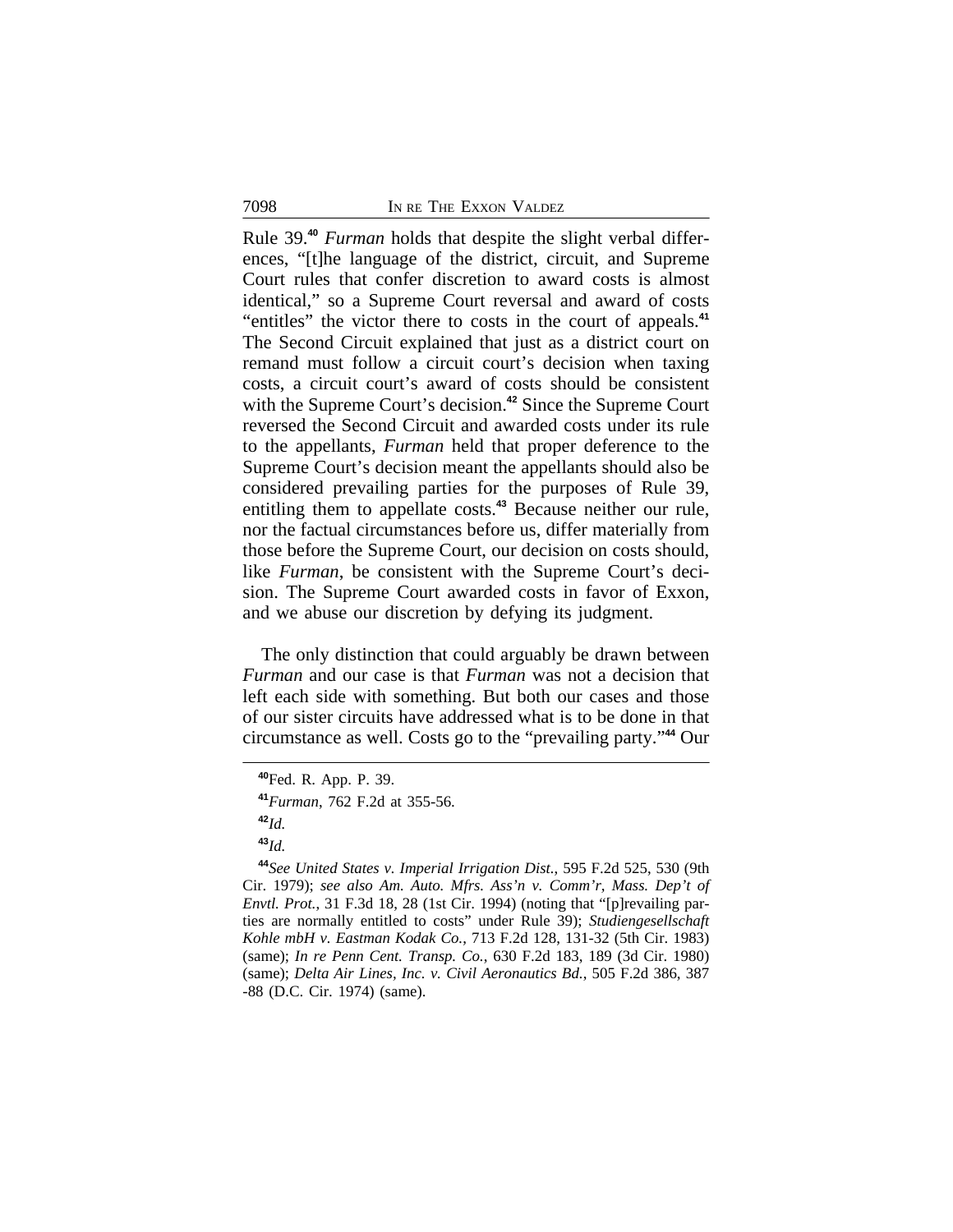Rule 39.[40] *Furman* holds that despite the slight verbal differences, "[t]he language of the district, circuit, and Supreme Court rules that confer discretion to award costs is almost identical," so a Supreme Court reversal and award of costs "entitles" the victor there to costs in the court of appeals.[41] The Second Circuit explained that just as a district court on remand must follow a circuit court's decision when taxing costs, a circuit court's award of costs should be consistent with the Supreme Court's decision.[42] Since the Supreme Court reversed the Second Circuit and awarded costs under its rule to the appellants, *Furman* held that proper deference to the Supreme Court's decision meant the appellants should also be considered prevailing parties for the purposes of Rule 39, entitling them to appellate costs.[43] Because neither our rule, nor the factual circumstances before us, differ materially from those before the Supreme Court, our decision on costs should, like *Furman*, be consistent with the Supreme Court's decision. The Supreme Court awarded costs in favor of Exxon, and we abuse our discretion by defying its judgment.

The only distinction that could arguably be drawn between *Furman* and our case is that *Furman* was not a decision that left each side with something. But both our cases and those of our sister circuits have addressed what is to be done in that circumstance as well. Costs go to the "prevailing party."[44] Our

---

[40] Fed. R. App. P. 39.

[41] *Furman*, 762 F.2d at 355-56.

[42] *Id.*

[43] *Id.*

[44] *See United States v. Imperial Irrigation Dist.*, 595 F.2d 525, 530 (9th Cir. 1979); *see also Am. Auto. Mfrs. Ass'n v. Comm'r, Mass. Dep't of Envtl. Prot.*, 31 F.3d 18, 28 (1st Cir. 1994) (noting that "[p]revailing parties are normally entitled to costs" under Rule 39); *Studiengesellschaft Kohle mbH v. Eastman Kodak Co.*, 713 F.2d 128, 131-32 (5th Cir. 1983) (same); *In re Penn Cent. Transp. Co.*, 630 F.2d 183, 189 (3d Cir. 1980) (same); *Delta Air Lines, Inc. v. Civil Aeronautics Bd.*, 505 F.2d 386, 387-88 (D.C. Cir. 1974) (same).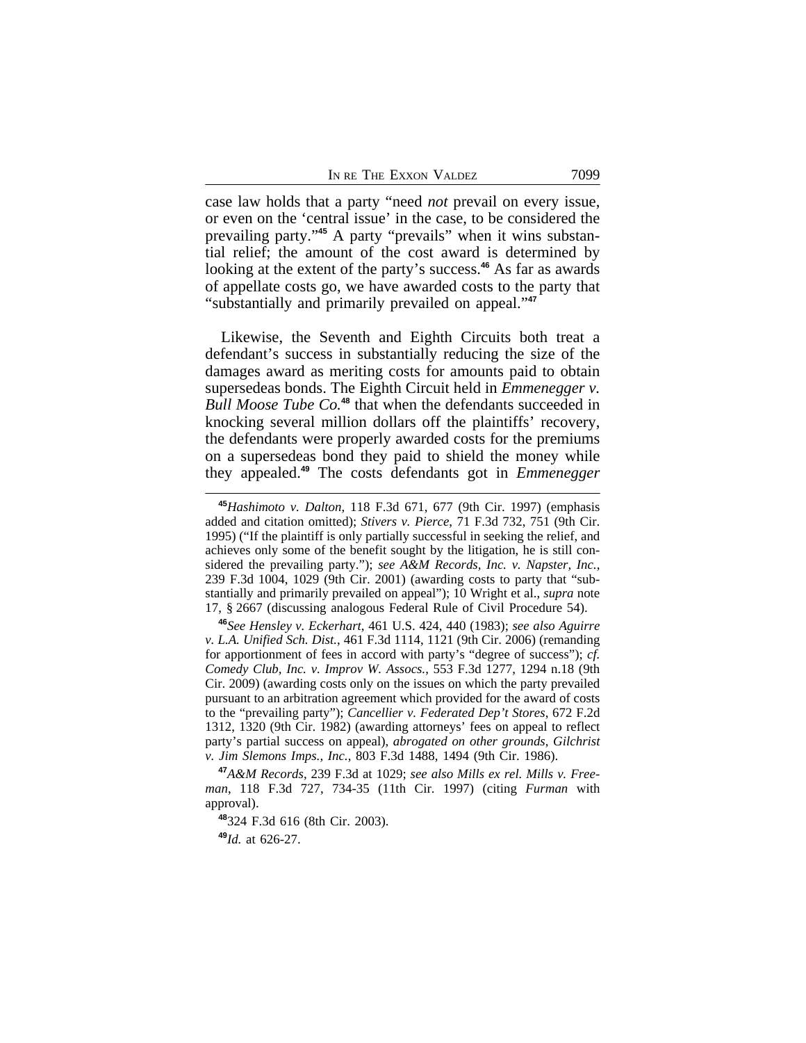case law holds that a party "need *not* prevail on every issue, or even on the 'central issue' in the case, to be considered the prevailing party."[45] A party "prevails" when it wins substantial relief; the amount of the cost award is determined by looking at the extent of the party's success.[46] As far as awards of appellate costs go, we have awarded costs to the party that "substantially and primarily prevailed on appeal."[47]

Likewise, the Seventh and Eighth Circuits both treat a defendant's success in substantially reducing the size of the damages award as meriting costs for amounts paid to obtain supersedeas bonds. The Eighth Circuit held in *Emmenegger v. Bull Moose Tube Co.*[48] that when the defendants succeeded in knocking several million dollars off the plaintiffs' recovery, the defendants were properly awarded costs for the premiums on a supersedeas bond they paid to shield the money while they appealed.[49] The costs defendants got in *Emmenegger*

---

[45] *Hashimoto v. Dalton*, 118 F.3d 671, 677 (9th Cir. 1997) (emphasis added and citation omitted); *Stivers v. Pierce*, 71 F.3d 732, 751 (9th Cir. 1995) ("If the plaintiff is only partially successful in seeking the relief, and achieves only some of the benefit sought by the litigation, he is still considered the prevailing party."); *see A&M Records, Inc. v. Napster, Inc.*, 239 F.3d 1004, 1029 (9th Cir. 2001) (awarding costs to party that "substantially and primarily prevailed on appeal"); 10 Wright et al., *supra* note 17, § 2667 (discussing analogous Federal Rule of Civil Procedure 54).

[46] *See Hensley v. Eckerhart*, 461 U.S. 424, 440 (1983); *see also Aguirre v. L.A. Unified Sch. Dist.*, 461 F.3d 1114, 1121 (9th Cir. 2006) (remanding for apportionment of fees in accord with party's "degree of success"); *cf. Comedy Club, Inc. v. Improv W. Assocs.*, 553 F.3d 1277, 1294 n.18 (9th Cir. 2009) (awarding costs only on the issues on which the party prevailed pursuant to an arbitration agreement which provided for the award of costs to the "prevailing party"); *Cancellier v. Federated Dep't Stores*, 672 F.2d 1312, 1320 (9th Cir. 1982) (awarding attorneys' fees on appeal to reflect party's partial success on appeal), *abrogated on other grounds*, *Gilchrist v. Jim Slemons Imps., Inc.*, 803 F.3d 1488, 1494 (9th Cir. 1986).

[47] *A&M Records*, 239 F.3d at 1029; *see also Mills ex rel. Mills v. Freeman*, 118 F.3d 727, 734-35 (11th Cir. 1997) (citing *Furman* with approval).

[48] 324 F.3d 616 (8th Cir. 2003).

[49] *Id.* at 626-27.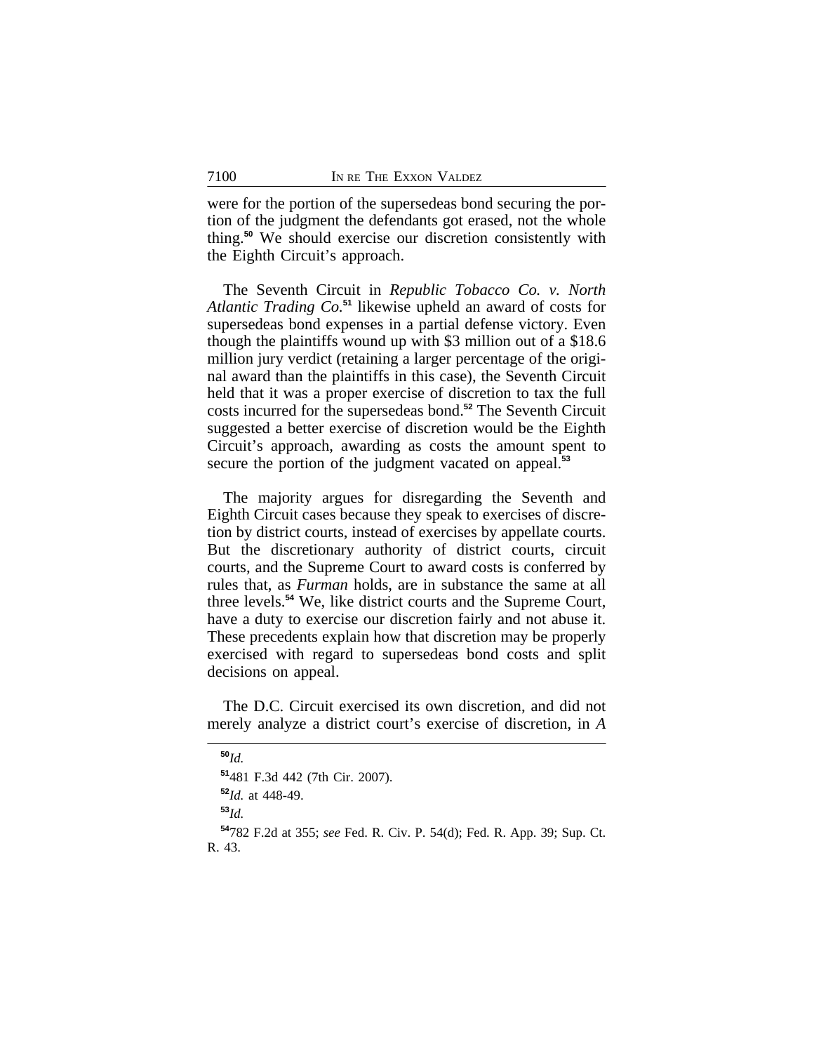were for the portion of the supersedeas bond securing the portion of the judgment the defendants got erased, not the whole thing.[50] We should exercise our discretion consistently with the Eighth Circuit's approach.

The Seventh Circuit in *Republic Tobacco Co. v. North Atlantic Trading Co.*[51] likewise upheld an award of costs for supersedeas bond expenses in a partial defense victory. Even though the plaintiffs wound up with $3 million out of a $18.6 million jury verdict (retaining a larger percentage of the original award than the plaintiffs in this case), the Seventh Circuit held that it was a proper exercise of discretion to tax the full costs incurred for the supersedeas bond.[52] The Seventh Circuit suggested a better exercise of discretion would be the Eighth Circuit's approach, awarding as costs the amount spent to secure the portion of the judgment vacated on appeal.[53]

The majority argues for disregarding the Seventh and Eighth Circuit cases because they speak to exercises of discretion by district courts, instead of exercises by appellate courts. But the discretionary authority of district courts, circuit courts, and the Supreme Court to award costs is conferred by rules that, as *Furman* holds, are in substance the same at all three levels.[54] We, like district courts and the Supreme Court, have a duty to exercise our discretion fairly and not abuse it. These precedents explain how that discretion may be properly exercised with regard to supersedeas bond costs and split decisions on appeal.

The D.C. Circuit exercised its own discretion, and did not merely analyze a district court's exercise of discretion, in *A*

---

[50] *Id.*

[51] 481 F.3d 442 (7th Cir. 2007).

[52] *Id.* at 448-49.

[53] *Id.*

[54] 782 F.2d at 355; *see* Fed. R. Civ. P. 54(d); Fed. R. App. 39; Sup. Ct. R. 43.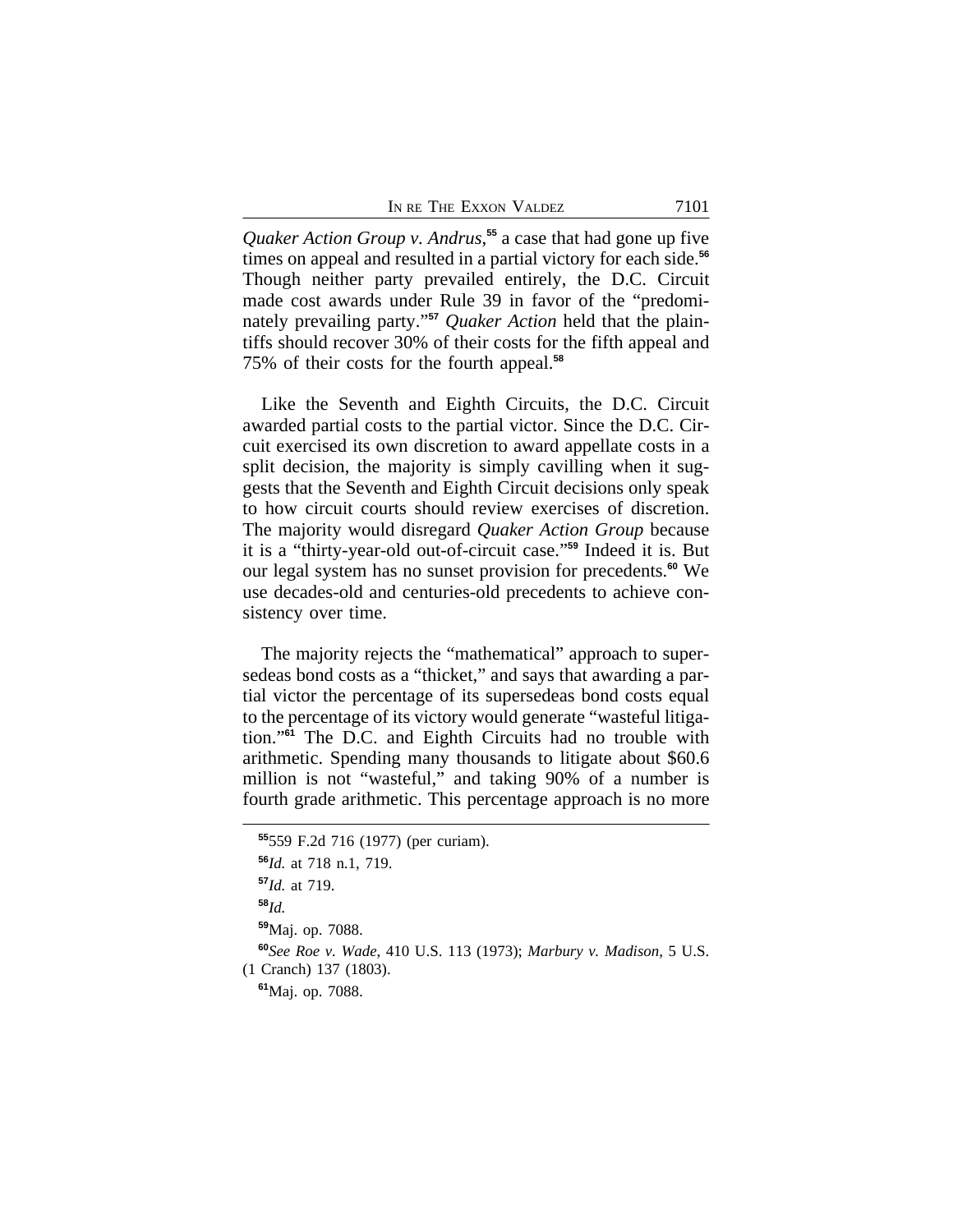*Quaker Action Group v. Andrus*,[55] a case that had gone up five times on appeal and resulted in a partial victory for each side.[56] Though neither party prevailed entirely, the D.C. Circuit made cost awards under Rule 39 in favor of the "predominately prevailing party."[57] *Quaker Action* held that the plaintiffs should recover 30% of their costs for the fifth appeal and 75% of their costs for the fourth appeal.[58]

Like the Seventh and Eighth Circuits, the D.C. Circuit awarded partial costs to the partial victor. Since the D.C. Circuit exercised its own discretion to award appellate costs in a split decision, the majority is simply cavilling when it suggests that the Seventh and Eighth Circuit decisions only speak to how circuit courts should review exercises of discretion. The majority would disregard *Quaker Action Group* because it is a "thirty-year-old out-of-circuit case."[59] Indeed it is. But our legal system has no sunset provision for precedents.[60] We use decades-old and centuries-old precedents to achieve consistency over time.

The majority rejects the "mathematical" approach to supersedeas bond costs as a "thicket," and says that awarding a partial victor the percentage of its supersedeas bond costs equal to the percentage of its victory would generate "wasteful litigation."[61] The D.C. and Eighth Circuits had no trouble with arithmetic. Spending many thousands to litigate about $60.6 million is not "wasteful," and taking 90% of a number is fourth grade arithmetic. This percentage approach is no more

---

[55] 559 F.2d 716 (1977) (per curiam).

[56] *Id.* at 718 n.1, 719.

[57] *Id.* at 719.

[58] *Id.*

[59] Maj. op. 7088.

[60] *See Roe v. Wade*, 410 U.S. 113 (1973); *Marbury v. Madison*, 5 U.S. (1 Cranch) 137 (1803).

[61] Maj. op. 7088.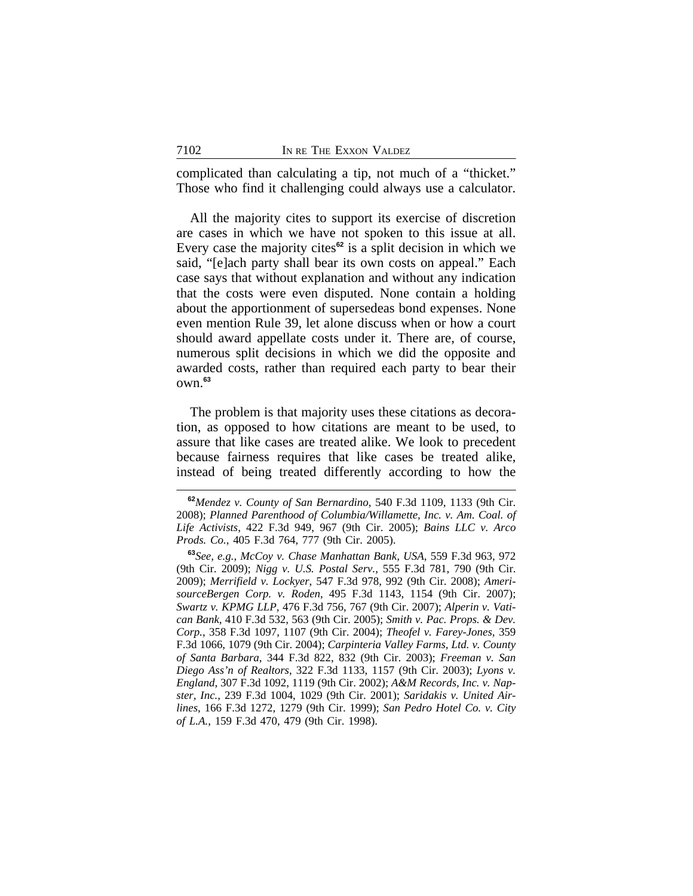complicated than calculating a tip, not much of a "thicket." Those who find it challenging could always use a calculator.

All the majority cites to support its exercise of discretion are cases in which we have not spoken to this issue at all. Every case the majority cites[62] is a split decision in which we said, "[e]ach party shall bear its own costs on appeal." Each case says that without explanation and without any indication that the costs were even disputed. None contain a holding about the apportionment of supersedeas bond expenses. None even mention Rule 39, let alone discuss when or how a court should award appellate costs under it. There are, of course, numerous split decisions in which we did the opposite and awarded costs, rather than required each party to bear their own.[63]

The problem is that majority uses these citations as decoration, as opposed to how citations are meant to be used, to assure that like cases are treated alike. We look to precedent because fairness requires that like cases be treated alike, instead of being treated differently according to how the

---

[62] *Mendez v. County of San Bernardino*, 540 F.3d 1109, 1133 (9th Cir. 2008); *Planned Parenthood of Columbia/Willamette, Inc. v. Am. Coal. of Life Activists*, 422 F.3d 949, 967 (9th Cir. 2005); *Bains LLC v. Arco Prods. Co.*, 405 F.3d 764, 777 (9th Cir. 2005).

[63] *See, e.g.*, *McCoy v. Chase Manhattan Bank, USA*, 559 F.3d 963, 972 (9th Cir. 2009); *Nigg v. U.S. Postal Serv.*, 555 F.3d 781, 790 (9th Cir. 2009); *Merrifield v. Lockyer*, 547 F.3d 978, 992 (9th Cir. 2008); *AmerisourceBergen Corp. v. Roden*, 495 F.3d 1143, 1154 (9th Cir. 2007); *Swartz v. KPMG LLP*, 476 F.3d 756, 767 (9th Cir. 2007); *Alperin v. Vatican Bank*, 410 F.3d 532, 563 (9th Cir. 2005); *Smith v. Pac. Props. & Dev. Corp.*, 358 F.3d 1097, 1107 (9th Cir. 2004); *Theofel v. Farey-Jones*, 359 F.3d 1066, 1079 (9th Cir. 2004); *Carpinteria Valley Farms, Ltd. v. County of Santa Barbara*, 344 F.3d 822, 832 (9th Cir. 2003); *Freeman v. San Diego Ass'n of Realtors*, 322 F.3d 1133, 1157 (9th Cir. 2003); *Lyons v. England*, 307 F.3d 1092, 1119 (9th Cir. 2002); *A&M Records, Inc. v. Napster, Inc.*, 239 F.3d 1004, 1029 (9th Cir. 2001); *Saridakis v. United Airlines*, 166 F.3d 1272, 1279 (9th Cir. 1999); *San Pedro Hotel Co. v. City of L.A.*, 159 F.3d 470, 479 (9th Cir. 1998).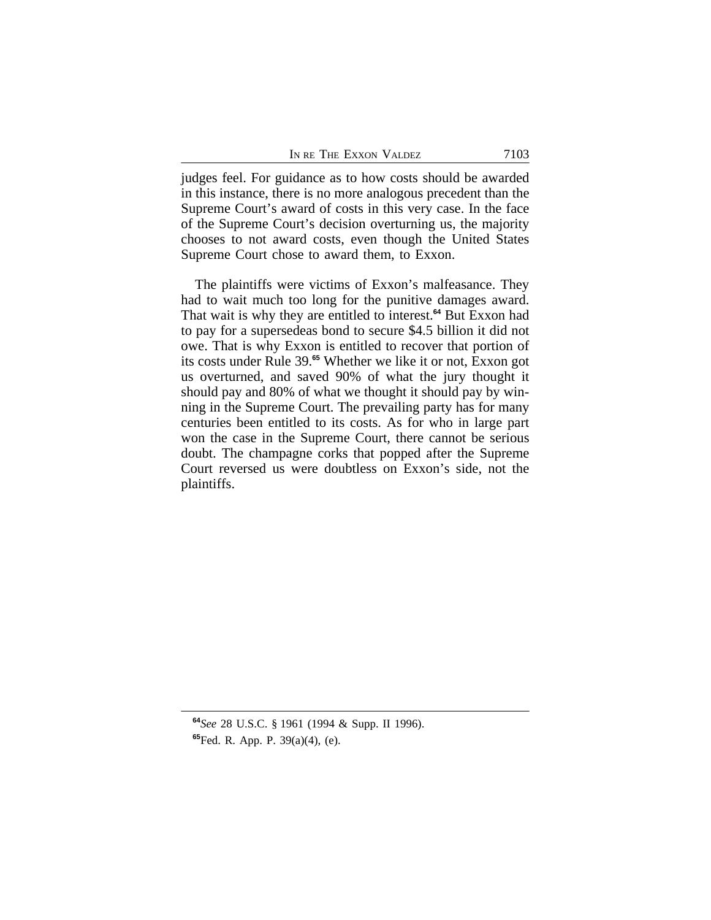judges feel. For guidance as to how costs should be awarded in this instance, there is no more analogous precedent than the Supreme Court's award of costs in this very case. In the face of the Supreme Court's decision overturning us, the majority chooses to not award costs, even though the United States Supreme Court chose to award them, to Exxon.

The plaintiffs were victims of Exxon's malfeasance. They had to wait much too long for the punitive damages award. That wait is why they are entitled to interest.[64] But Exxon had to pay for a supersedeas bond to secure $4.5 billion it did not owe. That is why Exxon is entitled to recover that portion of its costs under Rule 39.[65] Whether we like it or not, Exxon got us overturned, and saved 90% of what the jury thought it should pay and 80% of what we thought it should pay by winning in the Supreme Court. The prevailing party has for many centuries been entitled to its costs. As for who in large part won the case in the Supreme Court, there cannot be serious doubt. The champagne corks that popped after the Supreme Court reversed us were doubtless on Exxon's side, not the plaintiffs.

---

[64] *See* 28 U.S.C. § 1961 (1994 & Supp. II 1996).

[65] Fed. R. App. P. 39(a)(4), (e).